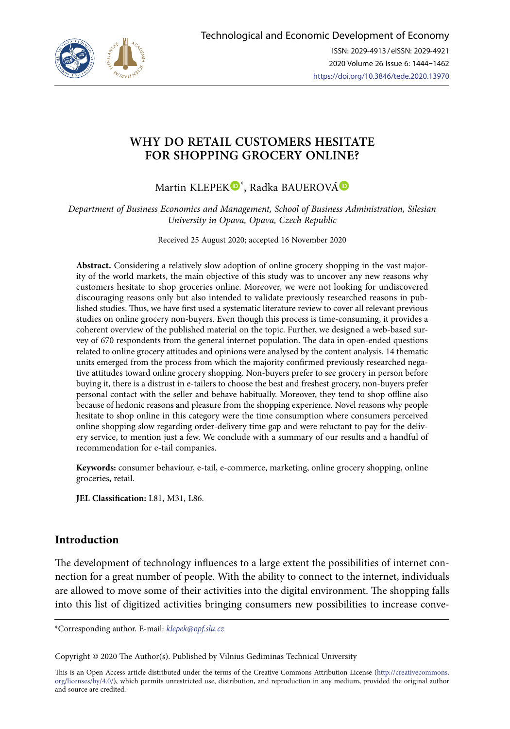# WHY DO RETAIL CUSTOMERS HESITATE FOR SHOPPING GROCERY ONLINE?

Martin KLEPEK*, Radka BAUEROVÁ

*Department of Business Economics and Management, School of Business Administration, Silesian University in Opava, Opava, Czech Republic*

Received 25 August 2020; accepted 16 November 2020

**Abstract.** Considering a relatively slow adoption of online grocery shopping in the vast majority of the world markets, the main objective of this study was to uncover any new reasons why customers hesitate to shop groceries online. Moreover, we were not looking for undiscovered discouraging reasons only but also intended to validate previously researched reasons in published studies. Thus, we have first used a systematic literature review to cover all relevant previous studies on online grocery non-buyers. Even though this process is time-consuming, it provides a coherent overview of the published material on the topic. Further, we designed a web-based survey of 670 respondents from the general internet population. The data in open-ended questions related to online grocery attitudes and opinions were analysed by the content analysis. 14 thematic units emerged from the process from which the majority confirmed previously researched negative attitudes toward online grocery shopping. Non-buyers prefer to see grocery in person before buying it, there is a distrust in e-tailers to choose the best and freshest grocery, non-buyers prefer personal contact with the seller and behave habitually. Moreover, they tend to shop offline also because of hedonic reasons and pleasure from the shopping experience. Novel reasons why people hesitate to shop online in this category were the time consumption where consumers perceived online shopping slow regarding order-delivery time gap and were reluctant to pay for the delivery service, to mention just a few. We conclude with a summary of our results and a handful of recommendation for e-tail companies.

**Keywords:** consumer behaviour, e-tail, e-commerce, marketing, online grocery shopping, online groceries, retail.

**JEL Classification:** L81, M31, L86.

## Introduction

The development of technology influences to a large extent the possibilities of internet connection for a great number of people. With the ability to connect to the internet, individuals are allowed to move some of their activities into the digital environment. The shopping falls into this list of digitized activities bringing consumers new possibilities to increase conve-

*Corresponding author. E-mail: *klepek@opf.slu.cz*

Copyright © 2020 The Author(s). Published by Vilnius Gediminas Technical University

This is an Open Access article distributed under the terms of the Creative Commons Attribution License (http://creativecommons.org/licenses/by/4.0/), which permits unrestricted use, distribution, and reproduction in any medium, provided the original author and source are credited.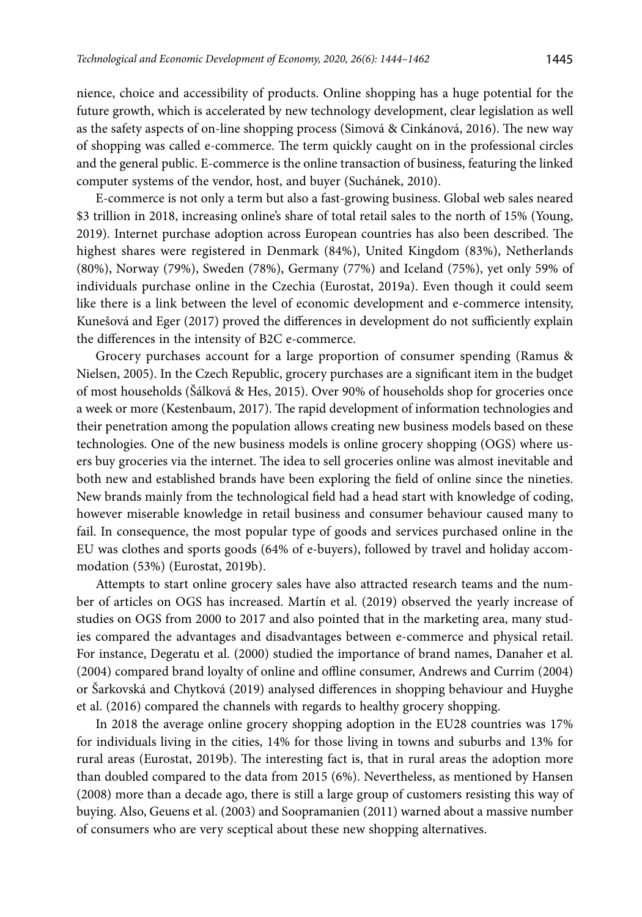nience, choice and accessibility of products. Online shopping has a huge potential for the future growth, which is accelerated by new technology development, clear legislation as well as the safety aspects of on-line shopping process (Simová & Cinkánová, 2016). The new way of shopping was called e-commerce. The term quickly caught on in the professional circles and the general public. E-commerce is the online transaction of business, featuring the linked computer systems of the vendor, host, and buyer (Suchánek, 2010).

E-commerce is not only a term but also a fast-growing business. Global web sales neared $3 trillion in 2018, increasing online's share of total retail sales to the north of 15% (Young, 2019). Internet purchase adoption across European countries has also been described. The highest shares were registered in Denmark (84%), United Kingdom (83%), Netherlands (80%), Norway (79%), Sweden (78%), Germany (77%) and Iceland (75%), yet only 59% of individuals purchase online in the Czechia (Eurostat, 2019a). Even though it could seem like there is a link between the level of economic development and e-commerce intensity, Kunešová and Eger (2017) proved the differences in development do not sufficiently explain the differences in the intensity of B2C e-commerce.

Grocery purchases account for a large proportion of consumer spending (Ramus & Nielsen, 2005). In the Czech Republic, grocery purchases are a significant item in the budget of most households (Šálková & Hes, 2015). Over 90% of households shop for groceries once a week or more (Kestenbaum, 2017). The rapid development of information technologies and their penetration among the population allows creating new business models based on these technologies. One of the new business models is online grocery shopping (OGS) where users buy groceries via the internet. The idea to sell groceries online was almost inevitable and both new and established brands have been exploring the field of online since the nineties. New brands mainly from the technological field had a head start with knowledge of coding, however miserable knowledge in retail business and consumer behaviour caused many to fail. In consequence, the most popular type of goods and services purchased online in the EU was clothes and sports goods (64% of e-buyers), followed by travel and holiday accommodation (53%) (Eurostat, 2019b).

Attempts to start online grocery sales have also attracted research teams and the number of articles on OGS has increased. Martín et al. (2019) observed the yearly increase of studies on OGS from 2000 to 2017 and also pointed that in the marketing area, many studies compared the advantages and disadvantages between e-commerce and physical retail. For instance, Degeratu et al. (2000) studied the importance of brand names, Danaher et al. (2004) compared brand loyalty of online and offline consumer, Andrews and Currim (2004) or Šarkovská and Chytková (2019) analysed differences in shopping behaviour and Huyghe et al. (2016) compared the channels with regards to healthy grocery shopping.

In 2018 the average online grocery shopping adoption in the EU28 countries was 17% for individuals living in the cities, 14% for those living in towns and suburbs and 13% for rural areas (Eurostat, 2019b). The interesting fact is, that in rural areas the adoption more than doubled compared to the data from 2015 (6%). Nevertheless, as mentioned by Hansen (2008) more than a decade ago, there is still a large group of customers resisting this way of buying. Also, Geuens et al. (2003) and Soopramanien (2011) warned about a massive number of consumers who are very sceptical about these new shopping alternatives.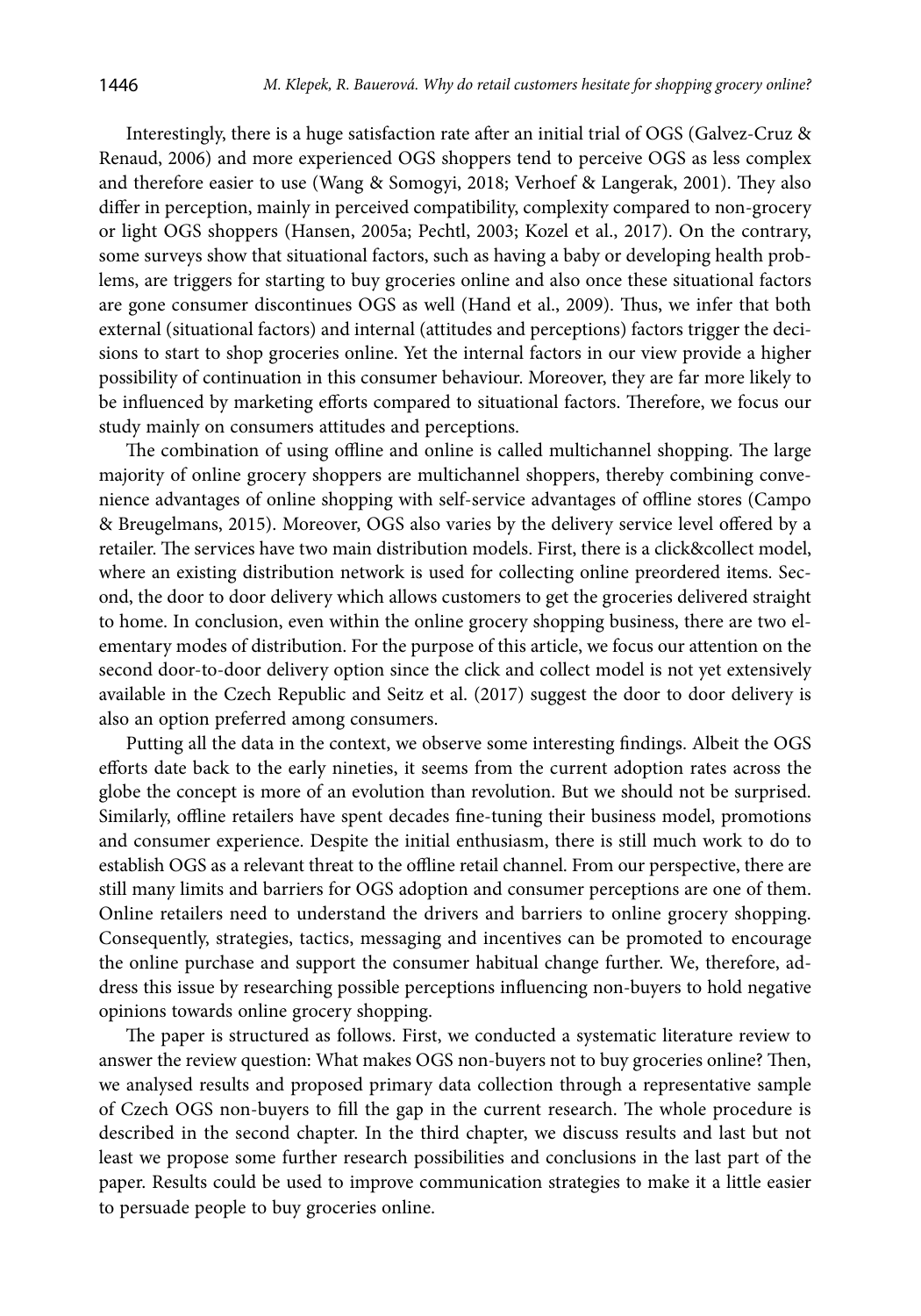Interestingly, there is a huge satisfaction rate after an initial trial of OGS (Galvez-Cruz & Renaud, 2006) and more experienced OGS shoppers tend to perceive OGS as less complex and therefore easier to use (Wang & Somogyi, 2018; Verhoef & Langerak, 2001). They also differ in perception, mainly in perceived compatibility, complexity compared to non-grocery or light OGS shoppers (Hansen, 2005a; Pechtl, 2003; Kozel et al., 2017). On the contrary, some surveys show that situational factors, such as having a baby or developing health problems, are triggers for starting to buy groceries online and also once these situational factors are gone consumer discontinues OGS as well (Hand et al., 2009). Thus, we infer that both external (situational factors) and internal (attitudes and perceptions) factors trigger the decisions to start to shop groceries online. Yet the internal factors in our view provide a higher possibility of continuation in this consumer behaviour. Moreover, they are far more likely to be influenced by marketing efforts compared to situational factors. Therefore, we focus our study mainly on consumers attitudes and perceptions.

The combination of using offline and online is called multichannel shopping. The large majority of online grocery shoppers are multichannel shoppers, thereby combining convenience advantages of online shopping with self-service advantages of offline stores (Campo & Breugelmans, 2015). Moreover, OGS also varies by the delivery service level offered by a retailer. The services have two main distribution models. First, there is a click&collect model, where an existing distribution network is used for collecting online preordered items. Second, the door to door delivery which allows customers to get the groceries delivered straight to home. In conclusion, even within the online grocery shopping business, there are two elementary modes of distribution. For the purpose of this article, we focus our attention on the second door-to-door delivery option since the click and collect model is not yet extensively available in the Czech Republic and Seitz et al. (2017) suggest the door to door delivery is also an option preferred among consumers.

Putting all the data in the context, we observe some interesting findings. Albeit the OGS efforts date back to the early nineties, it seems from the current adoption rates across the globe the concept is more of an evolution than revolution. But we should not be surprised. Similarly, offline retailers have spent decades fine-tuning their business model, promotions and consumer experience. Despite the initial enthusiasm, there is still much work to do to establish OGS as a relevant threat to the offline retail channel. From our perspective, there are still many limits and barriers for OGS adoption and consumer perceptions are one of them. Online retailers need to understand the drivers and barriers to online grocery shopping. Consequently, strategies, tactics, messaging and incentives can be promoted to encourage the online purchase and support the consumer habitual change further. We, therefore, address this issue by researching possible perceptions influencing non-buyers to hold negative opinions towards online grocery shopping.

The paper is structured as follows. First, we conducted a systematic literature review to answer the review question: What makes OGS non-buyers not to buy groceries online? Then, we analysed results and proposed primary data collection through a representative sample of Czech OGS non-buyers to fill the gap in the current research. The whole procedure is described in the second chapter. In the third chapter, we discuss results and last but not least we propose some further research possibilities and conclusions in the last part of the paper. Results could be used to improve communication strategies to make it a little easier to persuade people to buy groceries online.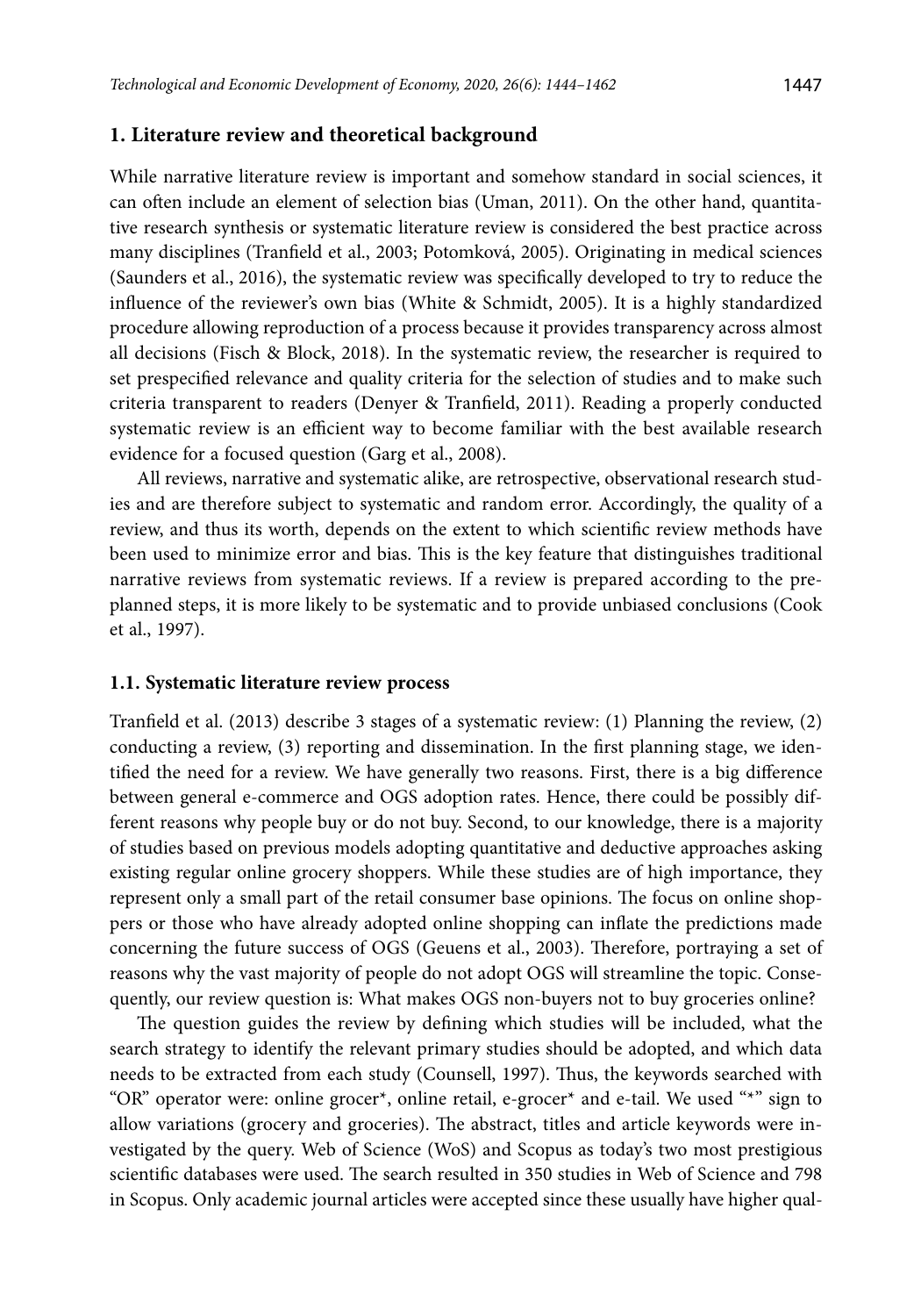## 1. Literature review and theoretical background

While narrative literature review is important and somehow standard in social sciences, it can often include an element of selection bias (Uman, 2011). On the other hand, quantitative research synthesis or systematic literature review is considered the best practice across many disciplines (Tranfield et al., 2003; Potomková, 2005). Originating in medical sciences (Saunders et al., 2016), the systematic review was specifically developed to try to reduce the influence of the reviewer's own bias (White & Schmidt, 2005). It is a highly standardized procedure allowing reproduction of a process because it provides transparency across almost all decisions (Fisch & Block, 2018). In the systematic review, the researcher is required to set prespecified relevance and quality criteria for the selection of studies and to make such criteria transparent to readers (Denyer & Tranfield, 2011). Reading a properly conducted systematic review is an efficient way to become familiar with the best available research evidence for a focused question (Garg et al., 2008).

All reviews, narrative and systematic alike, are retrospective, observational research studies and are therefore subject to systematic and random error. Accordingly, the quality of a review, and thus its worth, depends on the extent to which scientific review methods have been used to minimize error and bias. This is the key feature that distinguishes traditional narrative reviews from systematic reviews. If a review is prepared according to the preplanned steps, it is more likely to be systematic and to provide unbiased conclusions (Cook et al., 1997).

### 1.1. Systematic literature review process

Tranfield et al. (2013) describe 3 stages of a systematic review: (1) Planning the review, (2) conducting a review, (3) reporting and dissemination. In the first planning stage, we identified the need for a review. We have generally two reasons. First, there is a big difference between general e-commerce and OGS adoption rates. Hence, there could be possibly different reasons why people buy or do not buy. Second, to our knowledge, there is a majority of studies based on previous models adopting quantitative and deductive approaches asking existing regular online grocery shoppers. While these studies are of high importance, they represent only a small part of the retail consumer base opinions. The focus on online shoppers or those who have already adopted online shopping can inflate the predictions made concerning the future success of OGS (Geuens et al., 2003). Therefore, portraying a set of reasons why the vast majority of people do not adopt OGS will streamline the topic. Consequently, our review question is: What makes OGS non-buyers not to buy groceries online?

The question guides the review by defining which studies will be included, what the search strategy to identify the relevant primary studies should be adopted, and which data needs to be extracted from each study (Counsell, 1997). Thus, the keywords searched with "OR" operator were: online grocer*, online retail, e-grocer* and e-tail. We used "*" sign to allow variations (grocery and groceries). The abstract, titles and article keywords were investigated by the query. Web of Science (WoS) and Scopus as today's two most prestigious scientific databases were used. The search resulted in 350 studies in Web of Science and 798 in Scopus. Only academic journal articles were accepted since these usually have higher qual-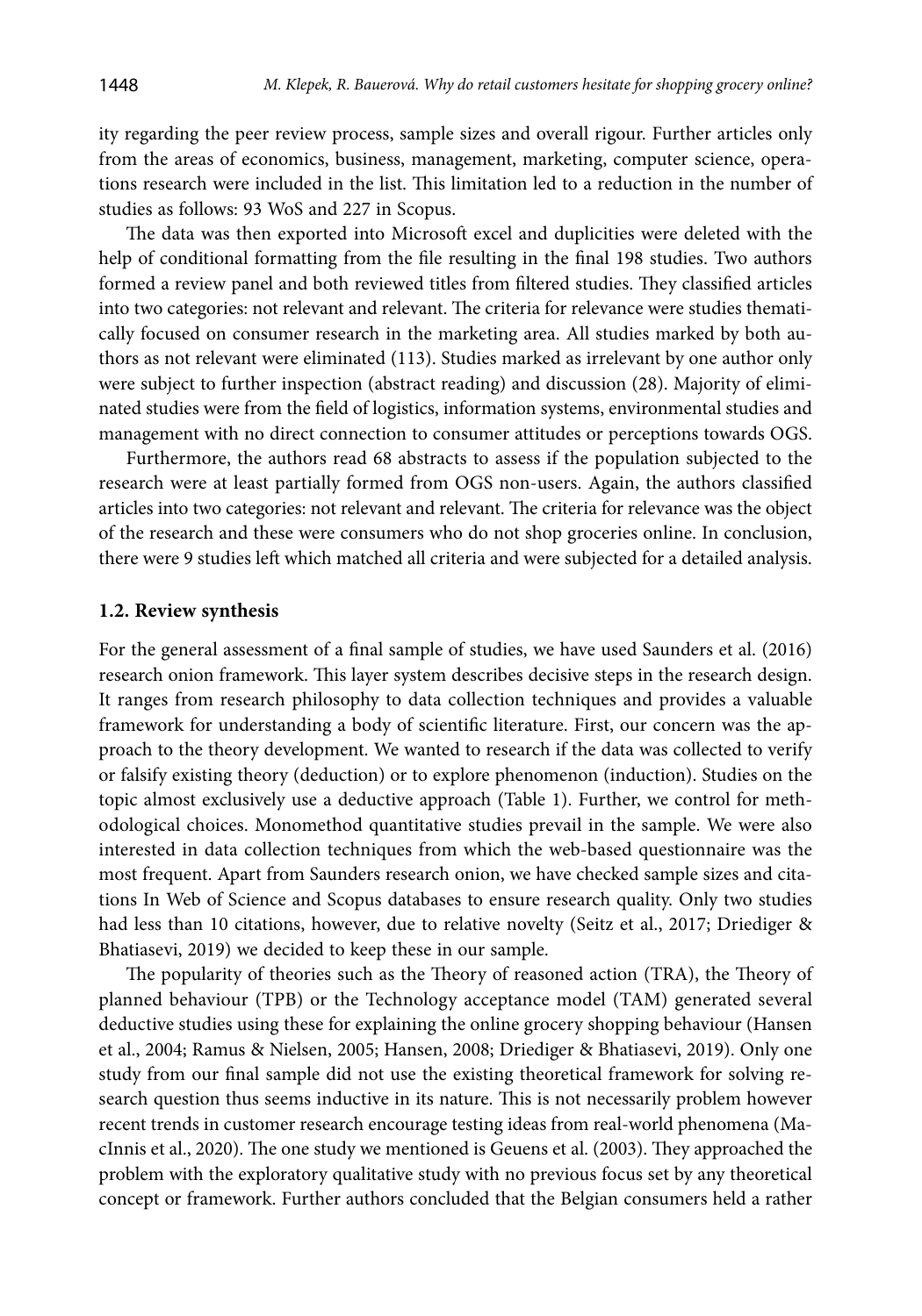ity regarding the peer review process, sample sizes and overall rigour. Further articles only from the areas of economics, business, management, marketing, computer science, operations research were included in the list. This limitation led to a reduction in the number of studies as follows: 93 WoS and 227 in Scopus.

The data was then exported into Microsoft excel and duplicities were deleted with the help of conditional formatting from the file resulting in the final 198 studies. Two authors formed a review panel and both reviewed titles from filtered studies. They classified articles into two categories: not relevant and relevant. The criteria for relevance were studies thematically focused on consumer research in the marketing area. All studies marked by both authors as not relevant were eliminated (113). Studies marked as irrelevant by one author only were subject to further inspection (abstract reading) and discussion (28). Majority of eliminated studies were from the field of logistics, information systems, environmental studies and management with no direct connection to consumer attitudes or perceptions towards OGS.

Furthermore, the authors read 68 abstracts to assess if the population subjected to the research were at least partially formed from OGS non-users. Again, the authors classified articles into two categories: not relevant and relevant. The criteria for relevance was the object of the research and these were consumers who do not shop groceries online. In conclusion, there were 9 studies left which matched all criteria and were subjected for a detailed analysis.

### 1.2. Review synthesis

For the general assessment of a final sample of studies, we have used Saunders et al. (2016) research onion framework. This layer system describes decisive steps in the research design. It ranges from research philosophy to data collection techniques and provides a valuable framework for understanding a body of scientific literature. First, our concern was the approach to the theory development. We wanted to research if the data was collected to verify or falsify existing theory (deduction) or to explore phenomenon (induction). Studies on the topic almost exclusively use a deductive approach (Table 1). Further, we control for methodological choices. Monomethod quantitative studies prevail in the sample. We were also interested in data collection techniques from which the web-based questionnaire was the most frequent. Apart from Saunders research onion, we have checked sample sizes and citations In Web of Science and Scopus databases to ensure research quality. Only two studies had less than 10 citations, however, due to relative novelty (Seitz et al., 2017; Driediger & Bhatiasevi, 2019) we decided to keep these in our sample.

The popularity of theories such as the Theory of reasoned action (TRA), the Theory of planned behaviour (TPB) or the Technology acceptance model (TAM) generated several deductive studies using these for explaining the online grocery shopping behaviour (Hansen et al., 2004; Ramus & Nielsen, 2005; Hansen, 2008; Driediger & Bhatiasevi, 2019). Only one study from our final sample did not use the existing theoretical framework for solving research question thus seems inductive in its nature. This is not necessarily problem however recent trends in customer research encourage testing ideas from real-world phenomena (MacInnis et al., 2020). The one study we mentioned is Geuens et al. (2003). They approached the problem with the exploratory qualitative study with no previous focus set by any theoretical concept or framework. Further authors concluded that the Belgian consumers held a rather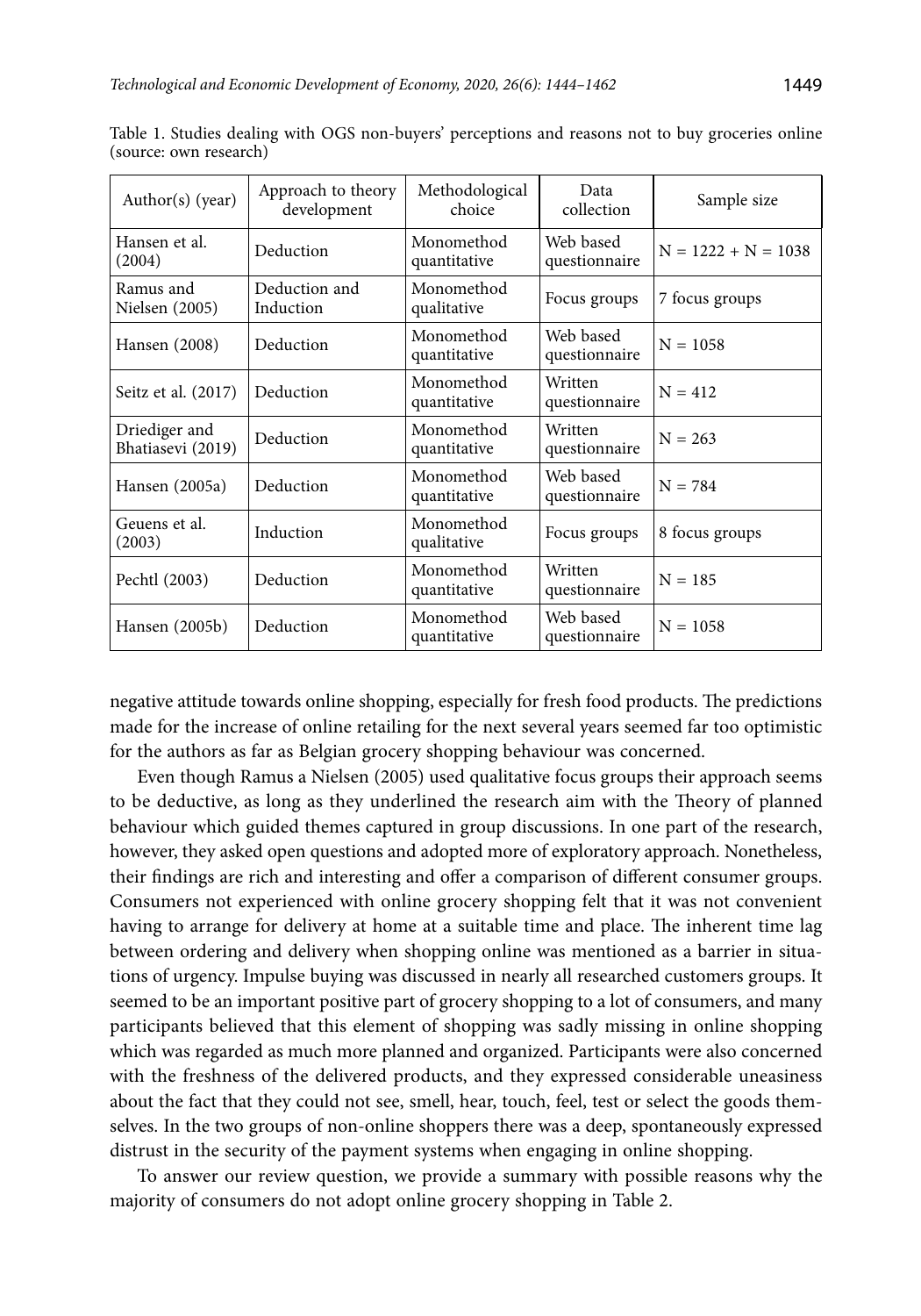Table 1. Studies dealing with OGS non-buyers' perceptions and reasons not to buy groceries online (source: own research)

| Author(s) (year) | Approach to theory development | Methodological choice | Data collection | Sample size |
|---|---|---|---|---|
| Hansen et al. (2004) | Deduction | Monomethod quantitative | Web based questionnaire | N = 1222 + N = 1038 |
| Ramus and Nielsen (2005) | Deduction and Induction | Monomethod qualitative | Focus groups | 7 focus groups |
| Hansen (2008) | Deduction | Monomethod quantitative | Web based questionnaire | N = 1058 |
| Seitz et al. (2017) | Deduction | Monomethod quantitative | Written questionnaire | N = 412 |
| Driediger and Bhatiasevi (2019) | Deduction | Monomethod quantitative | Written questionnaire | N = 263 |
| Hansen (2005a) | Deduction | Monomethod quantitative | Web based questionnaire | N = 784 |
| Geuens et al. (2003) | Induction | Monomethod qualitative | Focus groups | 8 focus groups |
| Pechtl (2003) | Deduction | Monomethod quantitative | Written questionnaire | N = 185 |
| Hansen (2005b) | Deduction | Monomethod quantitative | Web based questionnaire | N = 1058 |

negative attitude towards online shopping, especially for fresh food products. The predictions made for the increase of online retailing for the next several years seemed far too optimistic for the authors as far as Belgian grocery shopping behaviour was concerned.

Even though Ramus a Nielsen (2005) used qualitative focus groups their approach seems to be deductive, as long as they underlined the research aim with the Theory of planned behaviour which guided themes captured in group discussions. In one part of the research, however, they asked open questions and adopted more of exploratory approach. Nonetheless, their findings are rich and interesting and offer a comparison of different consumer groups. Consumers not experienced with online grocery shopping felt that it was not convenient having to arrange for delivery at home at a suitable time and place. The inherent time lag between ordering and delivery when shopping online was mentioned as a barrier in situations of urgency. Impulse buying was discussed in nearly all researched customers groups. It seemed to be an important positive part of grocery shopping to a lot of consumers, and many participants believed that this element of shopping was sadly missing in online shopping which was regarded as much more planned and organized. Participants were also concerned with the freshness of the delivered products, and they expressed considerable uneasiness about the fact that they could not see, smell, hear, touch, feel, test or select the goods themselves. In the two groups of non-online shoppers there was a deep, spontaneously expressed distrust in the security of the payment systems when engaging in online shopping.

To answer our review question, we provide a summary with possible reasons why the majority of consumers do not adopt online grocery shopping in Table 2.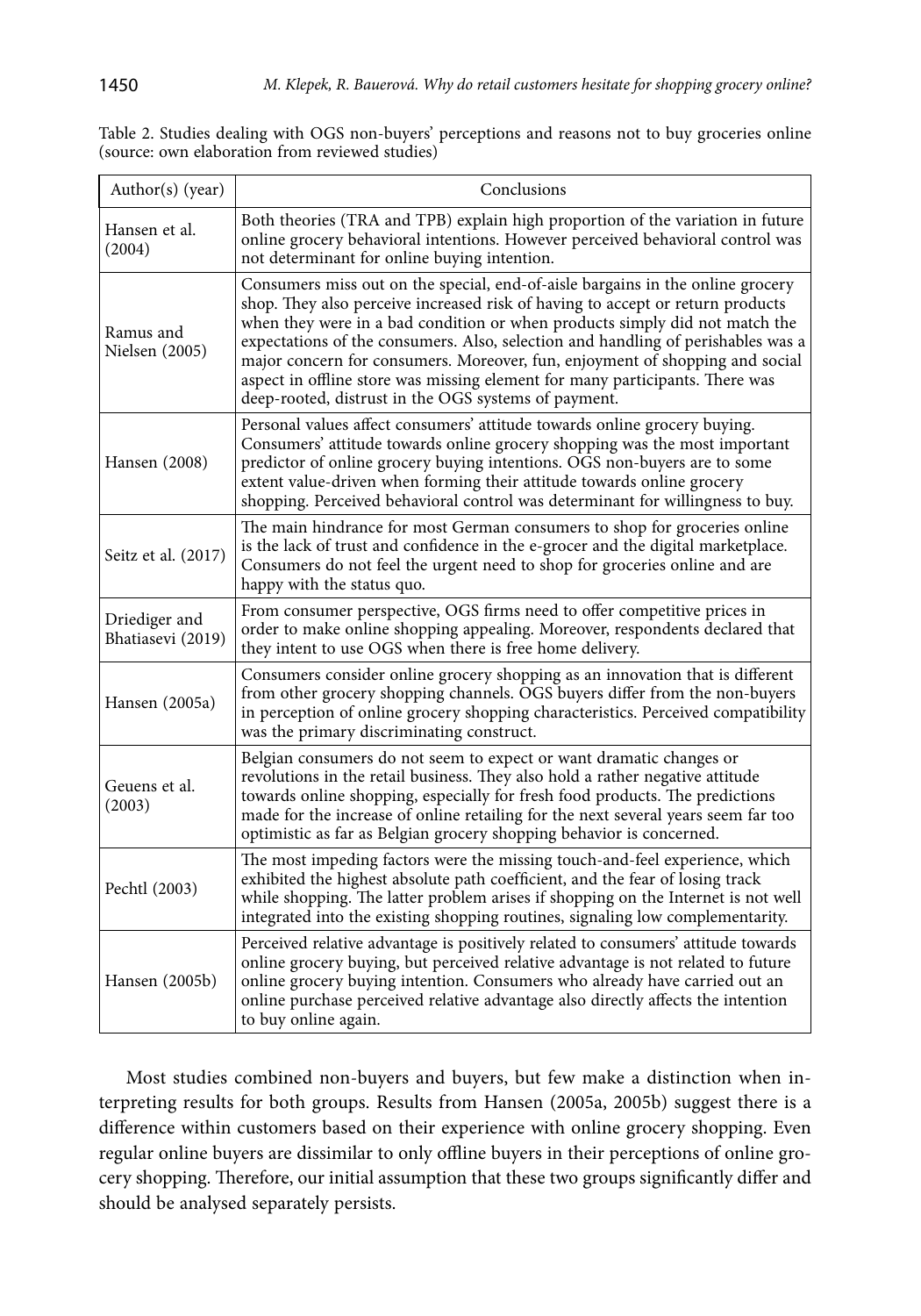Table 2. Studies dealing with OGS non-buyers' perceptions and reasons not to buy groceries online (source: own elaboration from reviewed studies)

| Author(s) (year) | Conclusions |
|---|---|
| Hansen et al. (2004) | Both theories (TRA and TPB) explain high proportion of the variation in future online grocery behavioral intentions. However perceived behavioral control was not determinant for online buying intention. |
| Ramus and Nielsen (2005) | Consumers miss out on the special, end-of-aisle bargains in the online grocery shop. They also perceive increased risk of having to accept or return products when they were in a bad condition or when products simply did not match the expectations of the consumers. Also, selection and handling of perishables was a major concern for consumers. Moreover, fun, enjoyment of shopping and social aspect in offline store was missing element for many participants. There was deep-rooted, distrust in the OGS systems of payment. |
| Hansen (2008) | Personal values affect consumers' attitude towards online grocery buying. Consumers' attitude towards online grocery shopping was the most important predictor of online grocery buying intentions. OGS non-buyers are to some extent value-driven when forming their attitude towards online grocery shopping. Perceived behavioral control was determinant for willingness to buy. |
| Seitz et al. (2017) | The main hindrance for most German consumers to shop for groceries online is the lack of trust and confidence in the e-grocer and the digital marketplace. Consumers do not feel the urgent need to shop for groceries online and are happy with the status quo. |
| Driediger and Bhatiasevi (2019) | From consumer perspective, OGS firms need to offer competitive prices in order to make online shopping appealing. Moreover, respondents declared that they intent to use OGS when there is free home delivery. |
| Hansen (2005a) | Consumers consider online grocery shopping as an innovation that is different from other grocery shopping channels. OGS buyers differ from the non-buyers in perception of online grocery shopping characteristics. Perceived compatibility was the primary discriminating construct. |
| Geuens et al. (2003) | Belgian consumers do not seem to expect or want dramatic changes or revolutions in the retail business. They also hold a rather negative attitude towards online shopping, especially for fresh food products. The predictions made for the increase of online retailing for the next several years seem far too optimistic as far as Belgian grocery shopping behavior is concerned. |
| Pechtl (2003) | The most impeding factors were the missing touch-and-feel experience, which exhibited the highest absolute path coefficient, and the fear of losing track while shopping. The latter problem arises if shopping on the Internet is not well integrated into the existing shopping routines, signaling low complementarity. |
| Hansen (2005b) | Perceived relative advantage is positively related to consumers' attitude towards online grocery buying, but perceived relative advantage is not related to future online grocery buying intention. Consumers who already have carried out an online purchase perceived relative advantage also directly affects the intention to buy online again. |

Most studies combined non-buyers and buyers, but few make a distinction when interpreting results for both groups. Results from Hansen (2005a, 2005b) suggest there is a difference within customers based on their experience with online grocery shopping. Even regular online buyers are dissimilar to only offline buyers in their perceptions of online grocery shopping. Therefore, our initial assumption that these two groups significantly differ and should be analysed separately persists.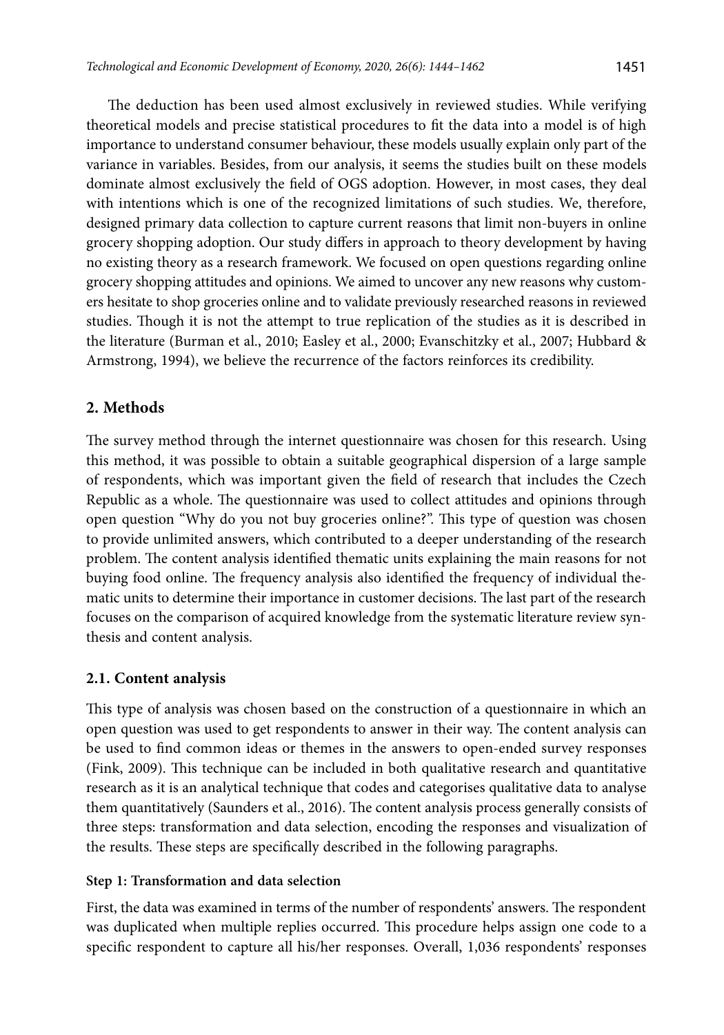The deduction has been used almost exclusively in reviewed studies. While verifying theoretical models and precise statistical procedures to fit the data into a model is of high importance to understand consumer behaviour, these models usually explain only part of the variance in variables. Besides, from our analysis, it seems the studies built on these models dominate almost exclusively the field of OGS adoption. However, in most cases, they deal with intentions which is one of the recognized limitations of such studies. We, therefore, designed primary data collection to capture current reasons that limit non-buyers in online grocery shopping adoption. Our study differs in approach to theory development by having no existing theory as a research framework. We focused on open questions regarding online grocery shopping attitudes and opinions. We aimed to uncover any new reasons why customers hesitate to shop groceries online and to validate previously researched reasons in reviewed studies. Though it is not the attempt to true replication of the studies as it is described in the literature (Burman et al., 2010; Easley et al., 2000; Evanschitzky et al., 2007; Hubbard & Armstrong, 1994), we believe the recurrence of the factors reinforces its credibility.

## 2. Methods

The survey method through the internet questionnaire was chosen for this research. Using this method, it was possible to obtain a suitable geographical dispersion of a large sample of respondents, which was important given the field of research that includes the Czech Republic as a whole. The questionnaire was used to collect attitudes and opinions through open question "Why do you not buy groceries online?". This type of question was chosen to provide unlimited answers, which contributed to a deeper understanding of the research problem. The content analysis identified thematic units explaining the main reasons for not buying food online. The frequency analysis also identified the frequency of individual thematic units to determine their importance in customer decisions. The last part of the research focuses on the comparison of acquired knowledge from the systematic literature review synthesis and content analysis.

### 2.1. Content analysis

This type of analysis was chosen based on the construction of a questionnaire in which an open question was used to get respondents to answer in their way. The content analysis can be used to find common ideas or themes in the answers to open-ended survey responses (Fink, 2009). This technique can be included in both qualitative research and quantitative research as it is an analytical technique that codes and categorises qualitative data to analyse them quantitatively (Saunders et al., 2016). The content analysis process generally consists of three steps: transformation and data selection, encoding the responses and visualization of the results. These steps are specifically described in the following paragraphs.

**Step 1: Transformation and data selection**

First, the data was examined in terms of the number of respondents' answers. The respondent was duplicated when multiple replies occurred. This procedure helps assign one code to a specific respondent to capture all his/her responses. Overall, 1,036 respondents' responses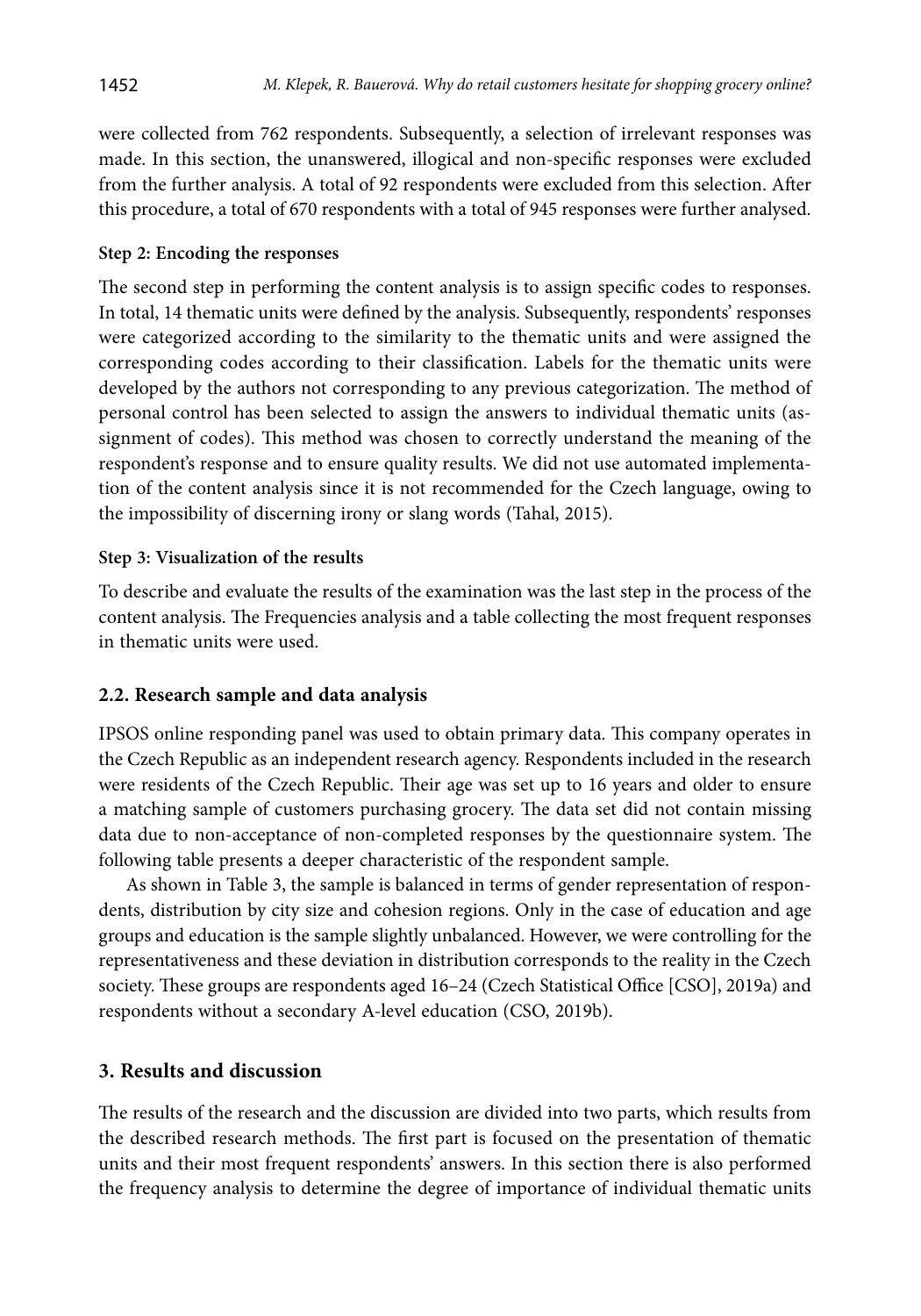were collected from 762 respondents. Subsequently, a selection of irrelevant responses was made. In this section, the unanswered, illogical and non-specific responses were excluded from the further analysis. A total of 92 respondents were excluded from this selection. After this procedure, a total of 670 respondents with a total of 945 responses were further analysed.

**Step 2: Encoding the responses**

The second step in performing the content analysis is to assign specific codes to responses. In total, 14 thematic units were defined by the analysis. Subsequently, respondents' responses were categorized according to the similarity to the thematic units and were assigned the corresponding codes according to their classification. Labels for the thematic units were developed by the authors not corresponding to any previous categorization. The method of personal control has been selected to assign the answers to individual thematic units (assignment of codes). This method was chosen to correctly understand the meaning of the respondent's response and to ensure quality results. We did not use automated implementation of the content analysis since it is not recommended for the Czech language, owing to the impossibility of discerning irony or slang words (Tahal, 2015).

**Step 3: Visualization of the results**

To describe and evaluate the results of the examination was the last step in the process of the content analysis. The Frequencies analysis and a table collecting the most frequent responses in thematic units were used.

### 2.2. Research sample and data analysis

IPSOS online responding panel was used to obtain primary data. This company operates in the Czech Republic as an independent research agency. Respondents included in the research were residents of the Czech Republic. Their age was set up to 16 years and older to ensure a matching sample of customers purchasing grocery. The data set did not contain missing data due to non-acceptance of non-completed responses by the questionnaire system. The following table presents a deeper characteristic of the respondent sample.

As shown in Table 3, the sample is balanced in terms of gender representation of respondents, distribution by city size and cohesion regions. Only in the case of education and age groups and education is the sample slightly unbalanced. However, we were controlling for the representativeness and these deviation in distribution corresponds to the reality in the Czech society. These groups are respondents aged 16–24 (Czech Statistical Office [CSO], 2019a) and respondents without a secondary A-level education (CSO, 2019b).

## 3. Results and discussion

The results of the research and the discussion are divided into two parts, which results from the described research methods. The first part is focused on the presentation of thematic units and their most frequent respondents' answers. In this section there is also performed the frequency analysis to determine the degree of importance of individual thematic units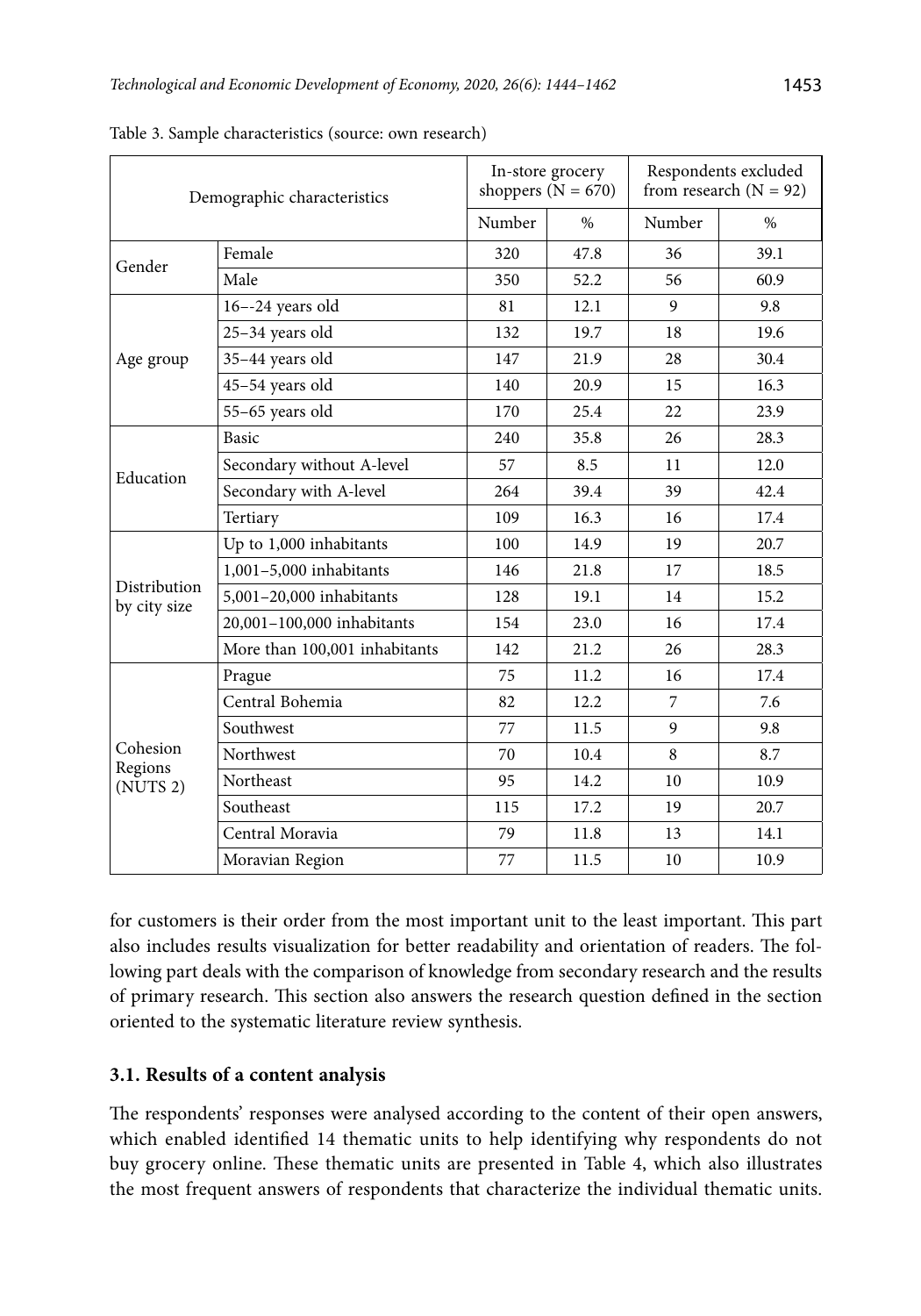Table 3. Sample characteristics (source: own research)

| Demographic characteristics | | In-store grocery shoppers (N = 670) | | Respondents excluded from research (N = 92) | |
|---|---|---|---|---|---|
| | | Number | % | Number | % |
| Gender | Female | 320 | 47.8 | 36 | 39.1 |
| | Male | 350 | 52.2 | 56 | 60.9 |
| Age group | 16–-24 years old | 81 | 12.1 | 9 | 9.8 |
| | 25–34 years old | 132 | 19.7 | 18 | 19.6 |
| | 35–44 years old | 147 | 21.9 | 28 | 30.4 |
| | 45–54 years old | 140 | 20.9 | 15 | 16.3 |
| | 55–65 years old | 170 | 25.4 | 22 | 23.9 |
| Education | Basic | 240 | 35.8 | 26 | 28.3 |
| | Secondary without A-level | 57 | 8.5 | 11 | 12.0 |
| | Secondary with A-level | 264 | 39.4 | 39 | 42.4 |
| | Tertiary | 109 | 16.3 | 16 | 17.4 |
| Distribution by city size | Up to 1,000 inhabitants | 100 | 14.9 | 19 | 20.7 |
| | 1,001–5,000 inhabitants | 146 | 21.8 | 17 | 18.5 |
| | 5,001–20,000 inhabitants | 128 | 19.1 | 14 | 15.2 |
| | 20,001–100,000 inhabitants | 154 | 23.0 | 16 | 17.4 |
| | More than 100,001 inhabitants | 142 | 21.2 | 26 | 28.3 |
| Cohesion Regions (NUTS 2) | Prague | 75 | 11.2 | 16 | 17.4 |
| | Central Bohemia | 82 | 12.2 | 7 | 7.6 |
| | Southwest | 77 | 11.5 | 9 | 9.8 |
| | Northwest | 70 | 10.4 | 8 | 8.7 |
| | Northeast | 95 | 14.2 | 10 | 10.9 |
| | Southeast | 115 | 17.2 | 19 | 20.7 |
| | Central Moravia | 79 | 11.8 | 13 | 14.1 |
| | Moravian Region | 77 | 11.5 | 10 | 10.9 |

for customers is their order from the most important unit to the least important. This part also includes results visualization for better readability and orientation of readers. The following part deals with the comparison of knowledge from secondary research and the results of primary research. This section also answers the research question defined in the section oriented to the systematic literature review synthesis.

### 3.1. Results of a content analysis

The respondents' responses were analysed according to the content of their open answers, which enabled identified 14 thematic units to help identifying why respondents do not buy grocery online. These thematic units are presented in Table 4, which also illustrates the most frequent answers of respondents that characterize the individual thematic units.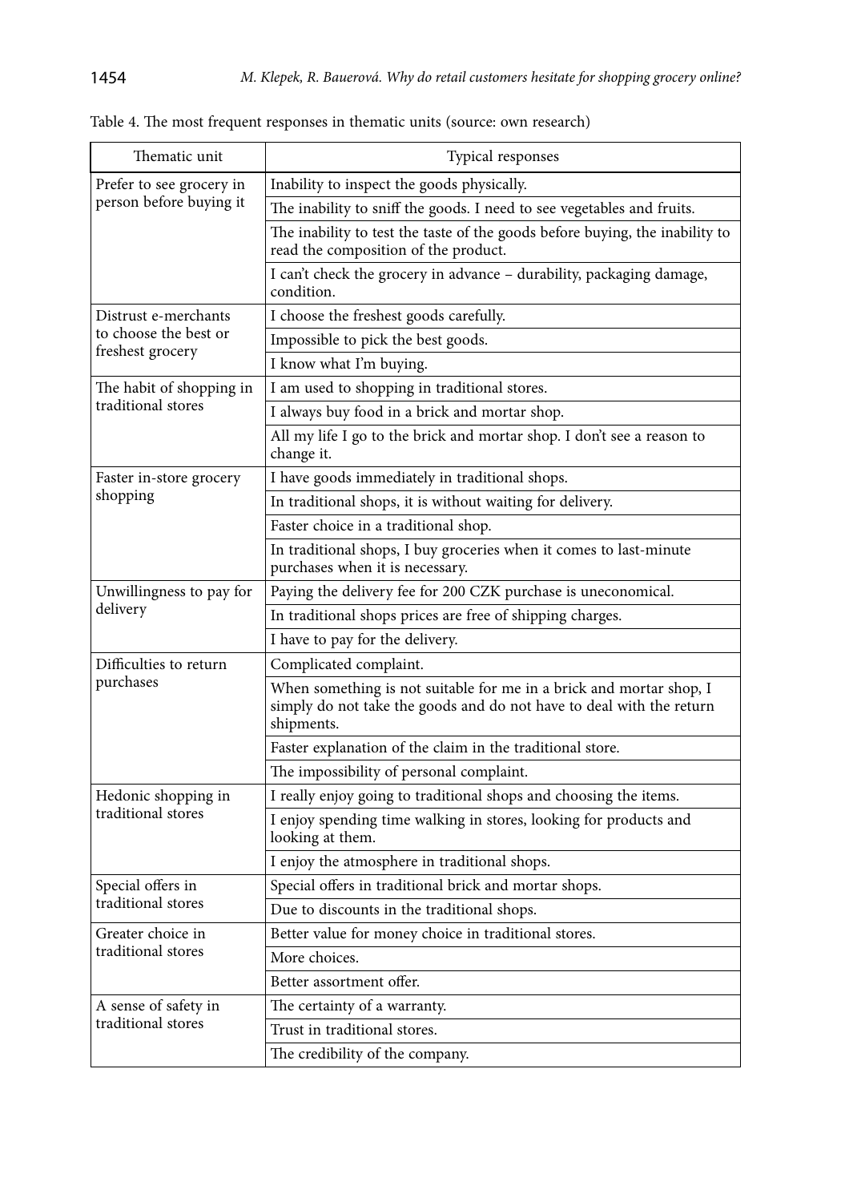Table 4. The most frequent responses in thematic units (source: own research)

| Thematic unit | Typical responses |
|---|---|
| Prefer to see grocery in person before buying it | Inability to inspect the goods physically. |
| | The inability to sniff the goods. I need to see vegetables and fruits. |
| | The inability to test the taste of the goods before buying, the inability to read the composition of the product. |
| | I can't check the grocery in advance – durability, packaging damage, condition. |
| Distrust e-merchants to choose the best or freshest grocery | I choose the freshest goods carefully. |
| | Impossible to pick the best goods. |
| | I know what I'm buying. |
| The habit of shopping in traditional stores | I am used to shopping in traditional stores. |
| | I always buy food in a brick and mortar shop. |
| | All my life I go to the brick and mortar shop. I don't see a reason to change it. |
| Faster in-store grocery shopping | I have goods immediately in traditional shops. |
| | In traditional shops, it is without waiting for delivery. |
| | Faster choice in a traditional shop. |
| | In traditional shops, I buy groceries when it comes to last-minute purchases when it is necessary. |
| Unwillingness to pay for delivery | Paying the delivery fee for 200 CZK purchase is uneconomical. |
| | In traditional shops prices are free of shipping charges. |
| | I have to pay for the delivery. |
| Difficulties to return purchases | Complicated complaint. |
| | When something is not suitable for me in a brick and mortar shop, I simply do not take the goods and do not have to deal with the return shipments. |
| | Faster explanation of the claim in the traditional store. |
| | The impossibility of personal complaint. |
| Hedonic shopping in traditional stores | I really enjoy going to traditional shops and choosing the items. |
| | I enjoy spending time walking in stores, looking for products and looking at them. |
| | I enjoy the atmosphere in traditional shops. |
| Special offers in traditional stores | Special offers in traditional brick and mortar shops. |
| | Due to discounts in the traditional shops. |
| Greater choice in traditional stores | Better value for money choice in traditional stores. |
| | More choices. |
| | Better assortment offer. |
| A sense of safety in traditional stores | The certainty of a warranty. |
| | Trust in traditional stores. |
| | The credibility of the company. |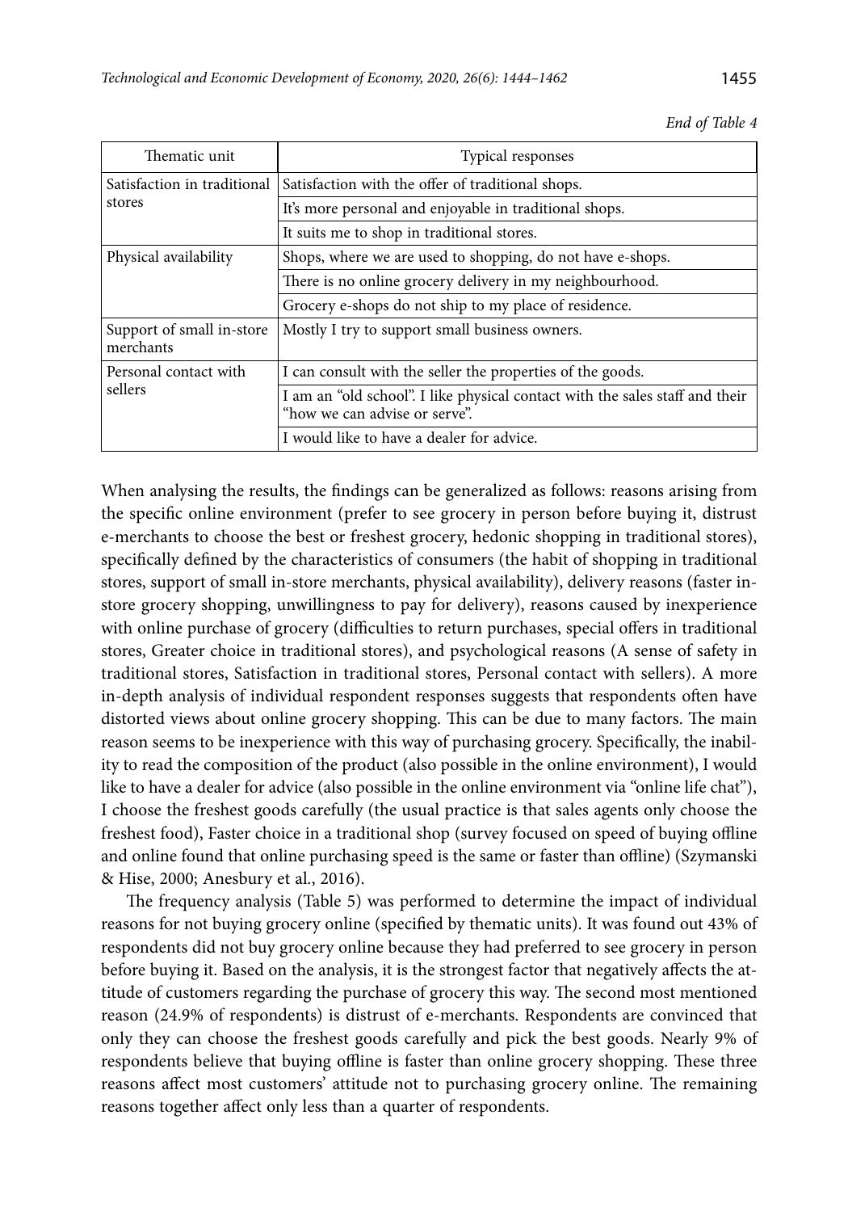*End of Table 4*

| Thematic unit | Typical responses |
|---|---|
| Satisfaction in traditional stores | Satisfaction with the offer of traditional shops. |
| | It's more personal and enjoyable in traditional shops. |
| | It suits me to shop in traditional stores. |
| Physical availability | Shops, where we are used to shopping, do not have e-shops. |
| | There is no online grocery delivery in my neighbourhood. |
| | Grocery e-shops do not ship to my place of residence. |
| Support of small in-store merchants | Mostly I try to support small business owners. |
| Personal contact with sellers | I can consult with the seller the properties of the goods. |
| | I am an "old school". I like physical contact with the sales staff and their "how we can advise or serve". |
| | I would like to have a dealer for advice. |

When analysing the results, the findings can be generalized as follows: reasons arising from the specific online environment (prefer to see grocery in person before buying it, distrust e-merchants to choose the best or freshest grocery, hedonic shopping in traditional stores), specifically defined by the characteristics of consumers (the habit of shopping in traditional stores, support of small in-store merchants, physical availability), delivery reasons (faster in-store grocery shopping, unwillingness to pay for delivery), reasons caused by inexperience with online purchase of grocery (difficulties to return purchases, special offers in traditional stores, Greater choice in traditional stores), and psychological reasons (A sense of safety in traditional stores, Satisfaction in traditional stores, Personal contact with sellers). A more in-depth analysis of individual respondent responses suggests that respondents often have distorted views about online grocery shopping. This can be due to many factors. The main reason seems to be inexperience with this way of purchasing grocery. Specifically, the inability to read the composition of the product (also possible in the online environment), I would like to have a dealer for advice (also possible in the online environment via "online life chat"), I choose the freshest goods carefully (the usual practice is that sales agents only choose the freshest food), Faster choice in a traditional shop (survey focused on speed of buying offline and online found that online purchasing speed is the same or faster than offline) (Szymanski & Hise, 2000; Anesbury et al., 2016).

The frequency analysis (Table 5) was performed to determine the impact of individual reasons for not buying grocery online (specified by thematic units). It was found out 43% of respondents did not buy grocery online because they had preferred to see grocery in person before buying it. Based on the analysis, it is the strongest factor that negatively affects the attitude of customers regarding the purchase of grocery this way. The second most mentioned reason (24.9% of respondents) is distrust of e-merchants. Respondents are convinced that only they can choose the freshest goods carefully and pick the best goods. Nearly 9% of respondents believe that buying offline is faster than online grocery shopping. These three reasons affect most customers' attitude not to purchasing grocery online. The remaining reasons together affect only less than a quarter of respondents.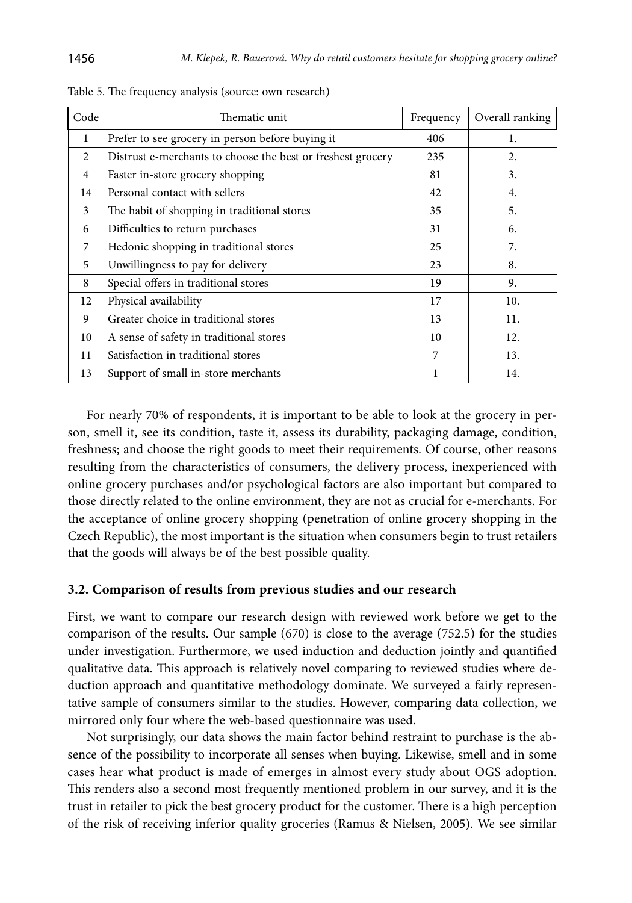Table 5. The frequency analysis (source: own research)

| Code | Thematic unit | Frequency | Overall ranking |
|---|---|---|---|
| 1 | Prefer to see grocery in person before buying it | 406 | 1. |
| 2 | Distrust e-merchants to choose the best or freshest grocery | 235 | 2. |
| 4 | Faster in-store grocery shopping | 81 | 3. |
| 14 | Personal contact with sellers | 42 | 4. |
| 3 | The habit of shopping in traditional stores | 35 | 5. |
| 6 | Difficulties to return purchases | 31 | 6. |
| 7 | Hedonic shopping in traditional stores | 25 | 7. |
| 5 | Unwillingness to pay for delivery | 23 | 8. |
| 8 | Special offers in traditional stores | 19 | 9. |
| 12 | Physical availability | 17 | 10. |
| 9 | Greater choice in traditional stores | 13 | 11. |
| 10 | A sense of safety in traditional stores | 10 | 12. |
| 11 | Satisfaction in traditional stores | 7 | 13. |
| 13 | Support of small in-store merchants | 1 | 14. |

For nearly 70% of respondents, it is important to be able to look at the grocery in person, smell it, see its condition, taste it, assess its durability, packaging damage, condition, freshness; and choose the right goods to meet their requirements. Of course, other reasons resulting from the characteristics of consumers, the delivery process, inexperienced with online grocery purchases and/or psychological factors are also important but compared to those directly related to the online environment, they are not as crucial for e-merchants. For the acceptance of online grocery shopping (penetration of online grocery shopping in the Czech Republic), the most important is the situation when consumers begin to trust retailers that the goods will always be of the best possible quality.

### 3.2. Comparison of results from previous studies and our research

First, we want to compare our research design with reviewed work before we get to the comparison of the results. Our sample (670) is close to the average (752.5) for the studies under investigation. Furthermore, we used induction and deduction jointly and quantified qualitative data. This approach is relatively novel comparing to reviewed studies where deduction approach and quantitative methodology dominate. We surveyed a fairly representative sample of consumers similar to the studies. However, comparing data collection, we mirrored only four where the web-based questionnaire was used.

Not surprisingly, our data shows the main factor behind restraint to purchase is the absence of the possibility to incorporate all senses when buying. Likewise, smell and in some cases hear what product is made of emerges in almost every study about OGS adoption. This renders also a second most frequently mentioned problem in our survey, and it is the trust in retailer to pick the best grocery product for the customer. There is a high perception of the risk of receiving inferior quality groceries (Ramus & Nielsen, 2005). We see similar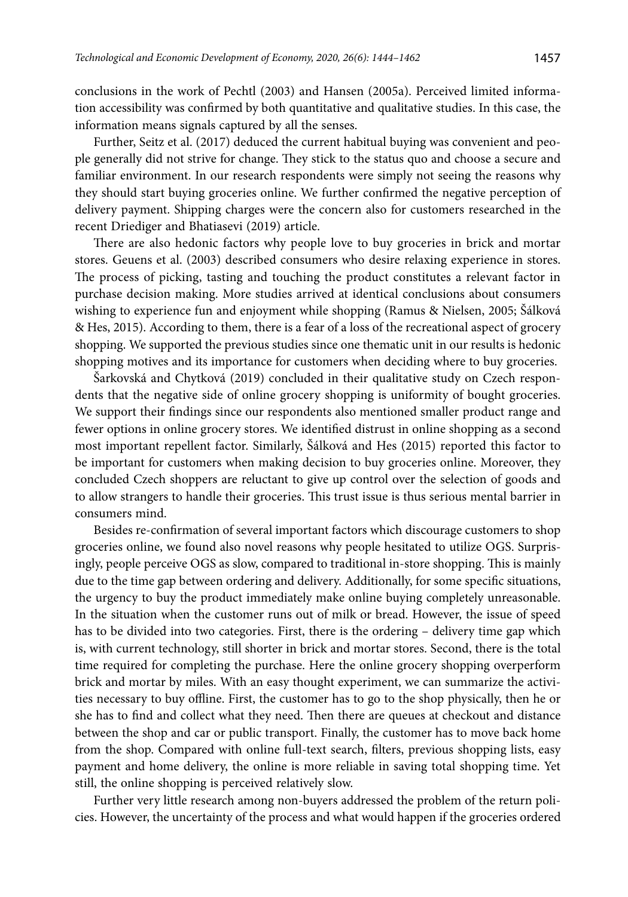conclusions in the work of Pechtl (2003) and Hansen (2005a). Perceived limited information accessibility was confirmed by both quantitative and qualitative studies. In this case, the information means signals captured by all the senses.

Further, Seitz et al. (2017) deduced the current habitual buying was convenient and people generally did not strive for change. They stick to the status quo and choose a secure and familiar environment. In our research respondents were simply not seeing the reasons why they should start buying groceries online. We further confirmed the negative perception of delivery payment. Shipping charges were the concern also for customers researched in the recent Driediger and Bhatiasevi (2019) article.

There are also hedonic factors why people love to buy groceries in brick and mortar stores. Geuens et al. (2003) described consumers who desire relaxing experience in stores. The process of picking, tasting and touching the product constitutes a relevant factor in purchase decision making. More studies arrived at identical conclusions about consumers wishing to experience fun and enjoyment while shopping (Ramus & Nielsen, 2005; Šálková & Hes, 2015). According to them, there is a fear of a loss of the recreational aspect of grocery shopping. We supported the previous studies since one thematic unit in our results is hedonic shopping motives and its importance for customers when deciding where to buy groceries.

Šarkovská and Chytková (2019) concluded in their qualitative study on Czech respondents that the negative side of online grocery shopping is uniformity of bought groceries. We support their findings since our respondents also mentioned smaller product range and fewer options in online grocery stores. We identified distrust in online shopping as a second most important repellent factor. Similarly, Šálková and Hes (2015) reported this factor to be important for customers when making decision to buy groceries online. Moreover, they concluded Czech shoppers are reluctant to give up control over the selection of goods and to allow strangers to handle their groceries. This trust issue is thus serious mental barrier in consumers mind.

Besides re-confirmation of several important factors which discourage customers to shop groceries online, we found also novel reasons why people hesitated to utilize OGS. Surprisingly, people perceive OGS as slow, compared to traditional in-store shopping. This is mainly due to the time gap between ordering and delivery. Additionally, for some specific situations, the urgency to buy the product immediately make online buying completely unreasonable. In the situation when the customer runs out of milk or bread. However, the issue of speed has to be divided into two categories. First, there is the ordering – delivery time gap which is, with current technology, still shorter in brick and mortar stores. Second, there is the total time required for completing the purchase. Here the online grocery shopping overperform brick and mortar by miles. With an easy thought experiment, we can summarize the activities necessary to buy offline. First, the customer has to go to the shop physically, then he or she has to find and collect what they need. Then there are queues at checkout and distance between the shop and car or public transport. Finally, the customer has to move back home from the shop. Compared with online full-text search, filters, previous shopping lists, easy payment and home delivery, the online is more reliable in saving total shopping time. Yet still, the online shopping is perceived relatively slow.

Further very little research among non-buyers addressed the problem of the return policies. However, the uncertainty of the process and what would happen if the groceries ordered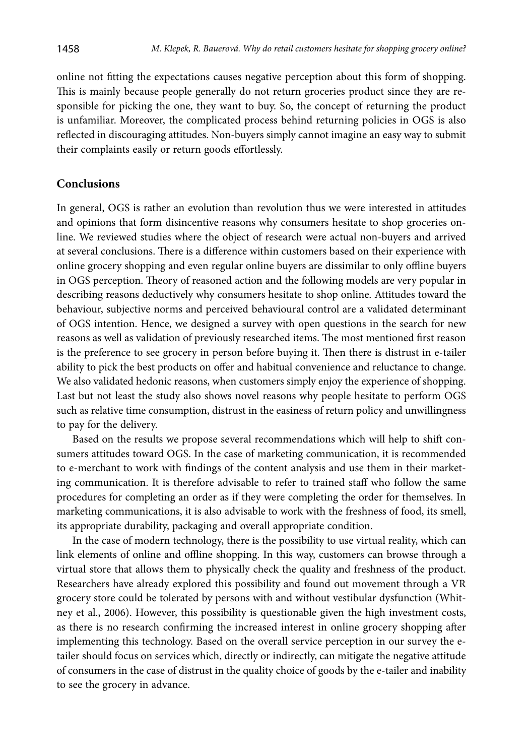online not fitting the expectations causes negative perception about this form of shopping. This is mainly because people generally do not return groceries product since they are responsible for picking the one, they want to buy. So, the concept of returning the product is unfamiliar. Moreover, the complicated process behind returning policies in OGS is also reflected in discouraging attitudes. Non-buyers simply cannot imagine an easy way to submit their complaints easily or return goods effortlessly.

## Conclusions

In general, OGS is rather an evolution than revolution thus we were interested in attitudes and opinions that form disincentive reasons why consumers hesitate to shop groceries online. We reviewed studies where the object of research were actual non-buyers and arrived at several conclusions. There is a difference within customers based on their experience with online grocery shopping and even regular online buyers are dissimilar to only offline buyers in OGS perception. Theory of reasoned action and the following models are very popular in describing reasons deductively why consumers hesitate to shop online. Attitudes toward the behaviour, subjective norms and perceived behavioural control are a validated determinant of OGS intention. Hence, we designed a survey with open questions in the search for new reasons as well as validation of previously researched items. The most mentioned first reason is the preference to see grocery in person before buying it. Then there is distrust in e-tailer ability to pick the best products on offer and habitual convenience and reluctance to change. We also validated hedonic reasons, when customers simply enjoy the experience of shopping. Last but not least the study also shows novel reasons why people hesitate to perform OGS such as relative time consumption, distrust in the easiness of return policy and unwillingness to pay for the delivery.

Based on the results we propose several recommendations which will help to shift consumers attitudes toward OGS. In the case of marketing communication, it is recommended to e-merchant to work with findings of the content analysis and use them in their marketing communication. It is therefore advisable to refer to trained staff who follow the same procedures for completing an order as if they were completing the order for themselves. In marketing communications, it is also advisable to work with the freshness of food, its smell, its appropriate durability, packaging and overall appropriate condition.

In the case of modern technology, there is the possibility to use virtual reality, which can link elements of online and offline shopping. In this way, customers can browse through a virtual store that allows them to physically check the quality and freshness of the product. Researchers have already explored this possibility and found out movement through a VR grocery store could be tolerated by persons with and without vestibular dysfunction (Whitney et al., 2006). However, this possibility is questionable given the high investment costs, as there is no research confirming the increased interest in online grocery shopping after implementing this technology. Based on the overall service perception in our survey the e-tailer should focus on services which, directly or indirectly, can mitigate the negative attitude of consumers in the case of distrust in the quality choice of goods by the e-tailer and inability to see the grocery in advance.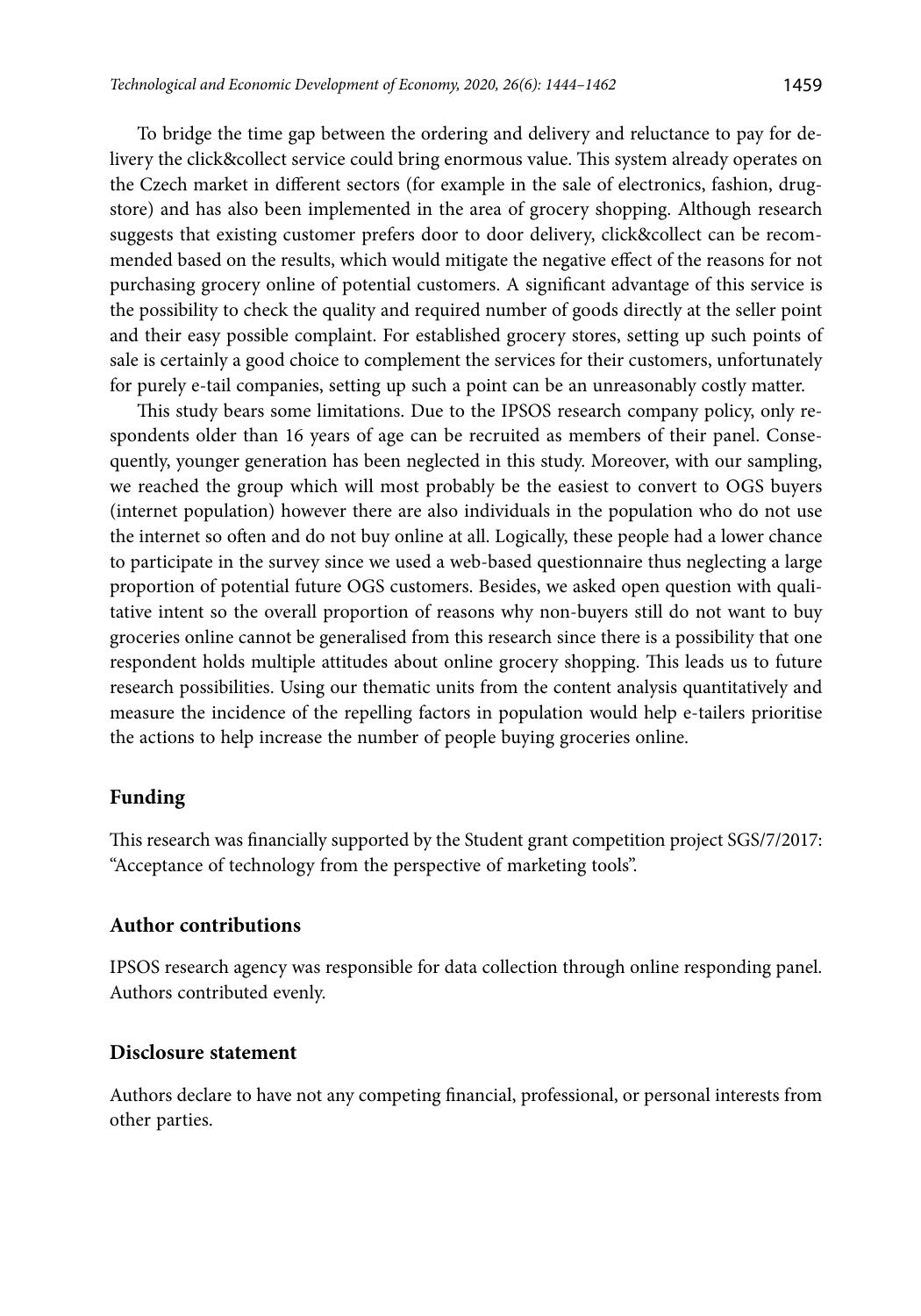To bridge the time gap between the ordering and delivery and reluctance to pay for delivery the click&collect service could bring enormous value. This system already operates on the Czech market in different sectors (for example in the sale of electronics, fashion, drugstore) and has also been implemented in the area of grocery shopping. Although research suggests that existing customer prefers door to door delivery, click&collect can be recommended based on the results, which would mitigate the negative effect of the reasons for not purchasing grocery online of potential customers. A significant advantage of this service is the possibility to check the quality and required number of goods directly at the seller point and their easy possible complaint. For established grocery stores, setting up such points of sale is certainly a good choice to complement the services for their customers, unfortunately for purely e-tail companies, setting up such a point can be an unreasonably costly matter.

This study bears some limitations. Due to the IPSOS research company policy, only respondents older than 16 years of age can be recruited as members of their panel. Consequently, younger generation has been neglected in this study. Moreover, with our sampling, we reached the group which will most probably be the easiest to convert to OGS buyers (internet population) however there are also individuals in the population who do not use the internet so often and do not buy online at all. Logically, these people had a lower chance to participate in the survey since we used a web-based questionnaire thus neglecting a large proportion of potential future OGS customers. Besides, we asked open question with qualitative intent so the overall proportion of reasons why non-buyers still do not want to buy groceries online cannot be generalised from this research since there is a possibility that one respondent holds multiple attitudes about online grocery shopping. This leads us to future research possibilities. Using our thematic units from the content analysis quantitatively and measure the incidence of the repelling factors in population would help e-tailers prioritise the actions to help increase the number of people buying groceries online.

## Funding

This research was financially supported by the Student grant competition project SGS/7/2017: "Acceptance of technology from the perspective of marketing tools".

## Author contributions

IPSOS research agency was responsible for data collection through online responding panel. Authors contributed evenly.

## Disclosure statement

Authors declare to have not any competing financial, professional, or personal interests from other parties.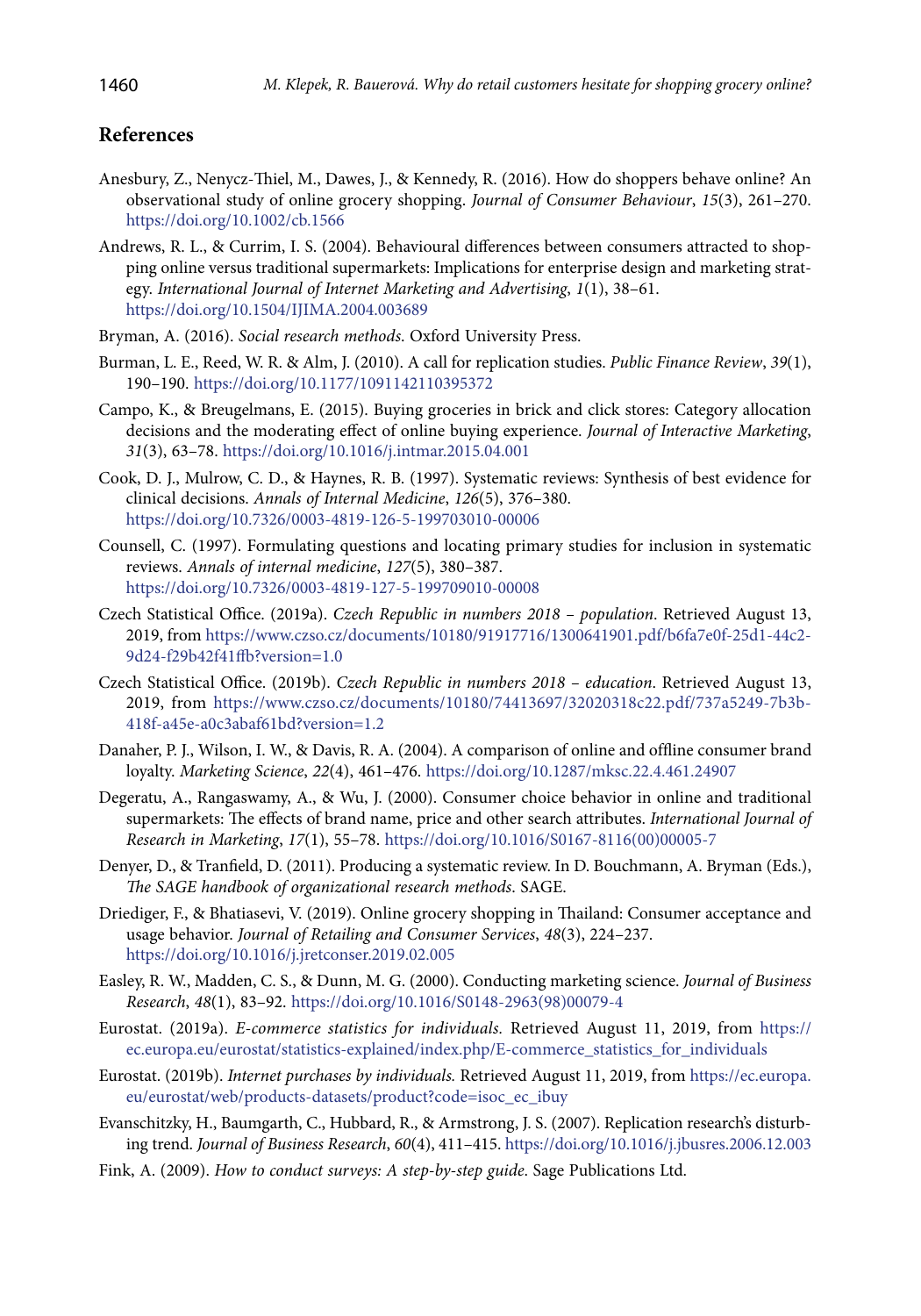## References

Anesbury, Z., Nenycz-Thiel, M., Dawes, J., & Kennedy, R. (2016). How do shoppers behave online? An observational study of online grocery shopping. *Journal of Consumer Behaviour*, *15*(3), 261–270. https://doi.org/10.1002/cb.1566

Andrews, R. L., & Currim, I. S. (2004). Behavioural differences between consumers attracted to shopping online versus traditional supermarkets: Implications for enterprise design and marketing strategy. *International Journal of Internet Marketing and Advertising*, *1*(1), 38–61. https://doi.org/10.1504/IJIMA.2004.003689

Bryman, A. (2016). *Social research methods*. Oxford University Press.

Burman, L. E., Reed, W. R. & Alm, J. (2010). A call for replication studies. *Public Finance Review*, *39*(1), 190–190. https://doi.org/10.1177/1091142110395372

Campo, K., & Breugelmans, E. (2015). Buying groceries in brick and click stores: Category allocation decisions and the moderating effect of online buying experience. *Journal of Interactive Marketing*, *31*(3), 63–78. https://doi.org/10.1016/j.intmar.2015.04.001

Cook, D. J., Mulrow, C. D., & Haynes, R. B. (1997). Systematic reviews: Synthesis of best evidence for clinical decisions. *Annals of Internal Medicine*, *126*(5), 376–380. https://doi.org/10.7326/0003-4819-126-5-199703010-00006

Counsell, C. (1997). Formulating questions and locating primary studies for inclusion in systematic reviews. *Annals of internal medicine*, *127*(5), 380–387. https://doi.org/10.7326/0003-4819-127-5-199709010-00008

Czech Statistical Office. (2019a). *Czech Republic in numbers 2018 – population*. Retrieved August 13, 2019, from https://www.czso.cz/documents/10180/91917716/1300641901.pdf/b6fa7e0f-25d1-44c2-9d24-f29b42f41ffb?version=1.0

Czech Statistical Office. (2019b). *Czech Republic in numbers 2018 – education*. Retrieved August 13, 2019, from https://www.czso.cz/documents/10180/74413697/32020318c22.pdf/737a5249-7b3b-418f-a45e-a0c3abaf61bd?version=1.2

Danaher, P. J., Wilson, I. W., & Davis, R. A. (2004). A comparison of online and offline consumer brand loyalty. *Marketing Science*, *22*(4), 461–476. https://doi.org/10.1287/mksc.22.4.461.24907

Degeratu, A., Rangaswamy, A., & Wu, J. (2000). Consumer choice behavior in online and traditional supermarkets: The effects of brand name, price and other search attributes. *International Journal of Research in Marketing*, *17*(1), 55–78. https://doi.org/10.1016/S0167-8116(00)00005-7

Denyer, D., & Tranfield, D. (2011). Producing a systematic review. In D. Bouchmann, A. Bryman (Eds.), *The SAGE handbook of organizational research methods*. SAGE.

Driediger, F., & Bhatiasevi, V. (2019). Online grocery shopping in Thailand: Consumer acceptance and usage behavior. *Journal of Retailing and Consumer Services*, *48*(3), 224–237. https://doi.org/10.1016/j.jretconser.2019.02.005

Easley, R. W., Madden, C. S., & Dunn, M. G. (2000). Conducting marketing science. *Journal of Business Research*, *48*(1), 83–92. https://doi.org/10.1016/S0148-2963(98)00079-4

Eurostat. (2019a). *E-commerce statistics for individuals*. Retrieved August 11, 2019, from https://ec.europa.eu/eurostat/statistics-explained/index.php/E-commerce_statistics_for_individuals

Eurostat. (2019b). *Internet purchases by individuals*. Retrieved August 11, 2019, from https://ec.europa.eu/eurostat/web/products-datasets/product?code=isoc_ec_ibuy

Evanschitzky, H., Baumgarth, C., Hubbard, R., & Armstrong, J. S. (2007). Replication research's disturbing trend. *Journal of Business Research*, *60*(4), 411–415. https://doi.org/10.1016/j.jbusres.2006.12.003

Fink, A. (2009). *How to conduct surveys: A step-by-step guide*. Sage Publications Ltd.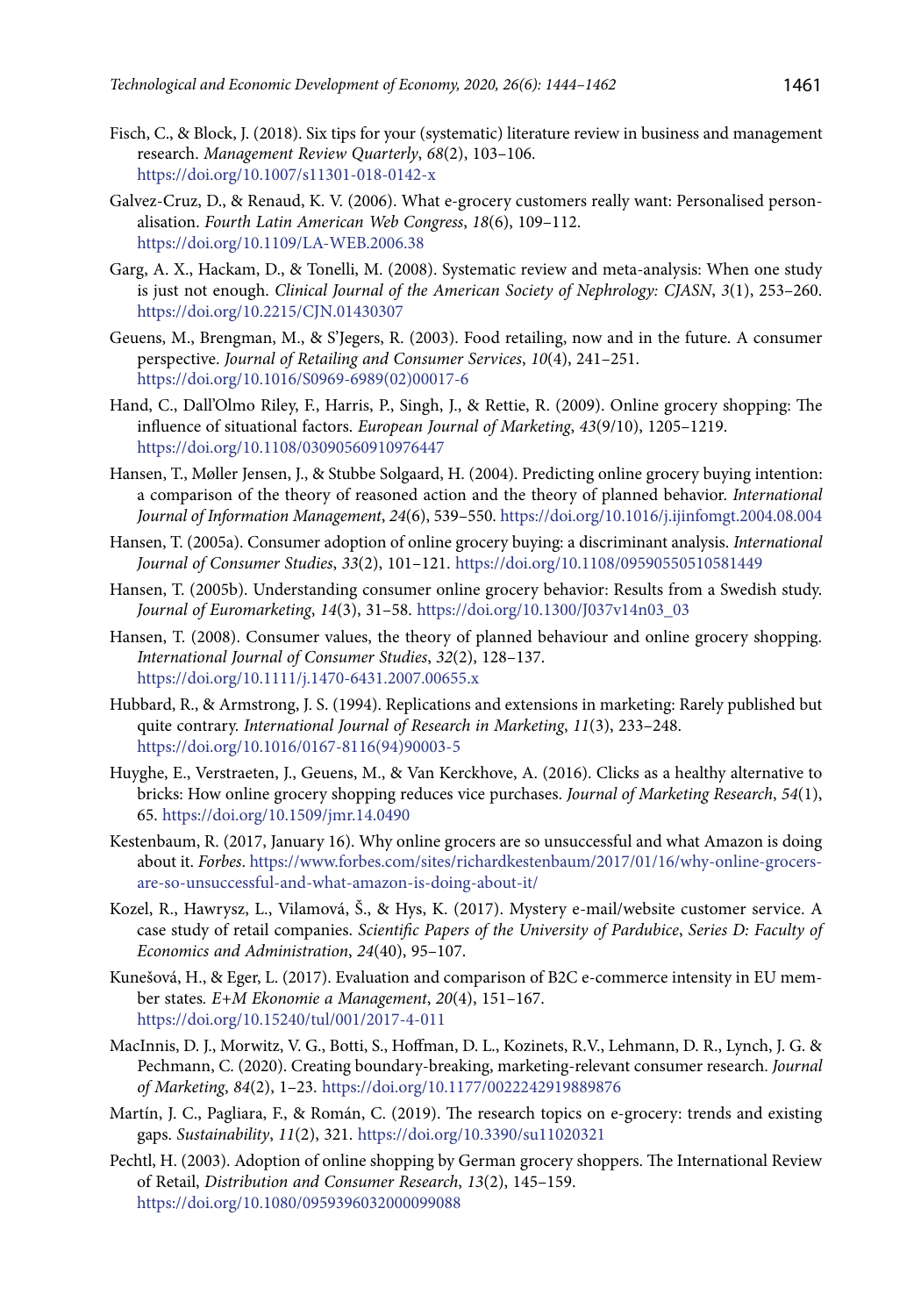Fisch, C., & Block, J. (2018). Six tips for your (systematic) literature review in business and management research. *Management Review Quarterly*, *68*(2), 103–106. https://doi.org/10.1007/s11301-018-0142-x

Galvez-Cruz, D., & Renaud, K. V. (2006). What e-grocery customers really want: Personalised personalisation. *Fourth Latin American Web Congress*, *18*(6), 109–112. https://doi.org/10.1109/LA-WEB.2006.38

Garg, A. X., Hackam, D., & Tonelli, M. (2008). Systematic review and meta-analysis: When one study is just not enough. *Clinical Journal of the American Society of Nephrology: CJASN*, *3*(1), 253–260. https://doi.org/10.2215/CJN.01430307

Geuens, M., Brengman, M., & S'Jegers, R. (2003). Food retailing, now and in the future. A consumer perspective. *Journal of Retailing and Consumer Services*, *10*(4), 241–251. https://doi.org/10.1016/S0969-6989(02)00017-6

Hand, C., Dall'Olmo Riley, F., Harris, P., Singh, J., & Rettie, R. (2009). Online grocery shopping: The influence of situational factors. *European Journal of Marketing*, *43*(9/10), 1205–1219. https://doi.org/10.1108/03090560910976447

Hansen, T., Møller Jensen, J., & Stubbe Solgaard, H. (2004). Predicting online grocery buying intention: a comparison of the theory of reasoned action and the theory of planned behavior. *International Journal of Information Management*, *24*(6), 539–550. https://doi.org/10.1016/j.ijinfomgt.2004.08.004

Hansen, T. (2005a). Consumer adoption of online grocery buying: a discriminant analysis. *International Journal of Consumer Studies*, *33*(2), 101–121. https://doi.org/10.1108/09590550510581449

Hansen, T. (2005b). Understanding consumer online grocery behavior: Results from a Swedish study. *Journal of Euromarketing*, *14*(3), 31–58. https://doi.org/10.1300/J037v14n03_03

Hansen, T. (2008). Consumer values, the theory of planned behaviour and online grocery shopping. *International Journal of Consumer Studies*, *32*(2), 128–137. https://doi.org/10.1111/j.1470-6431.2007.00655.x

Hubbard, R., & Armstrong, J. S. (1994). Replications and extensions in marketing: Rarely published but quite contrary. *International Journal of Research in Marketing*, *11*(3), 233–248. https://doi.org/10.1016/0167-8116(94)90003-5

Huyghe, E., Verstraeten, J., Geuens, M., & Van Kerckhove, A. (2016). Clicks as a healthy alternative to bricks: How online grocery shopping reduces vice purchases. *Journal of Marketing Research*, *54*(1), 65. https://doi.org/10.1509/jmr.14.0490

Kestenbaum, R. (2017, January 16). Why online grocers are so unsuccessful and what Amazon is doing about it. *Forbes*. https://www.forbes.com/sites/richardkestenbaum/2017/01/16/why-online-grocers-are-so-unsuccessful-and-what-amazon-is-doing-about-it/

Kozel, R., Hawrysz, L., Vilamová, Š., & Hys, K. (2017). Mystery e-mail/website customer service. A case study of retail companies. *Scientific Papers of the University of Pardubice*, *Series D: Faculty of Economics and Administration*, *24*(40), 95–107.

Kunešová, H., & Eger, L. (2017). Evaluation and comparison of B2C e-commerce intensity in EU member states. *E+M Ekonomie a Management*, *20*(4), 151–167. https://doi.org/10.15240/tul/001/2017-4-011

MacInnis, D. J., Morwitz, V. G., Botti, S., Hoffman, D. L., Kozinets, R.V., Lehmann, D. R., Lynch, J. G. & Pechmann, C. (2020). Creating boundary-breaking, marketing-relevant consumer research. *Journal of Marketing*, *84*(2), 1–23. https://doi.org/10.1177/0022242919889876

Martín, J. C., Pagliara, F., & Román, C. (2019). The research topics on e-grocery: trends and existing gaps. *Sustainability*, *11*(2), 321. https://doi.org/10.3390/su11020321

Pechtl, H. (2003). Adoption of online shopping by German grocery shoppers. The International Review of Retail, *Distribution and Consumer Research*, *13*(2), 145–159. https://doi.org/10.1080/0959396032000099088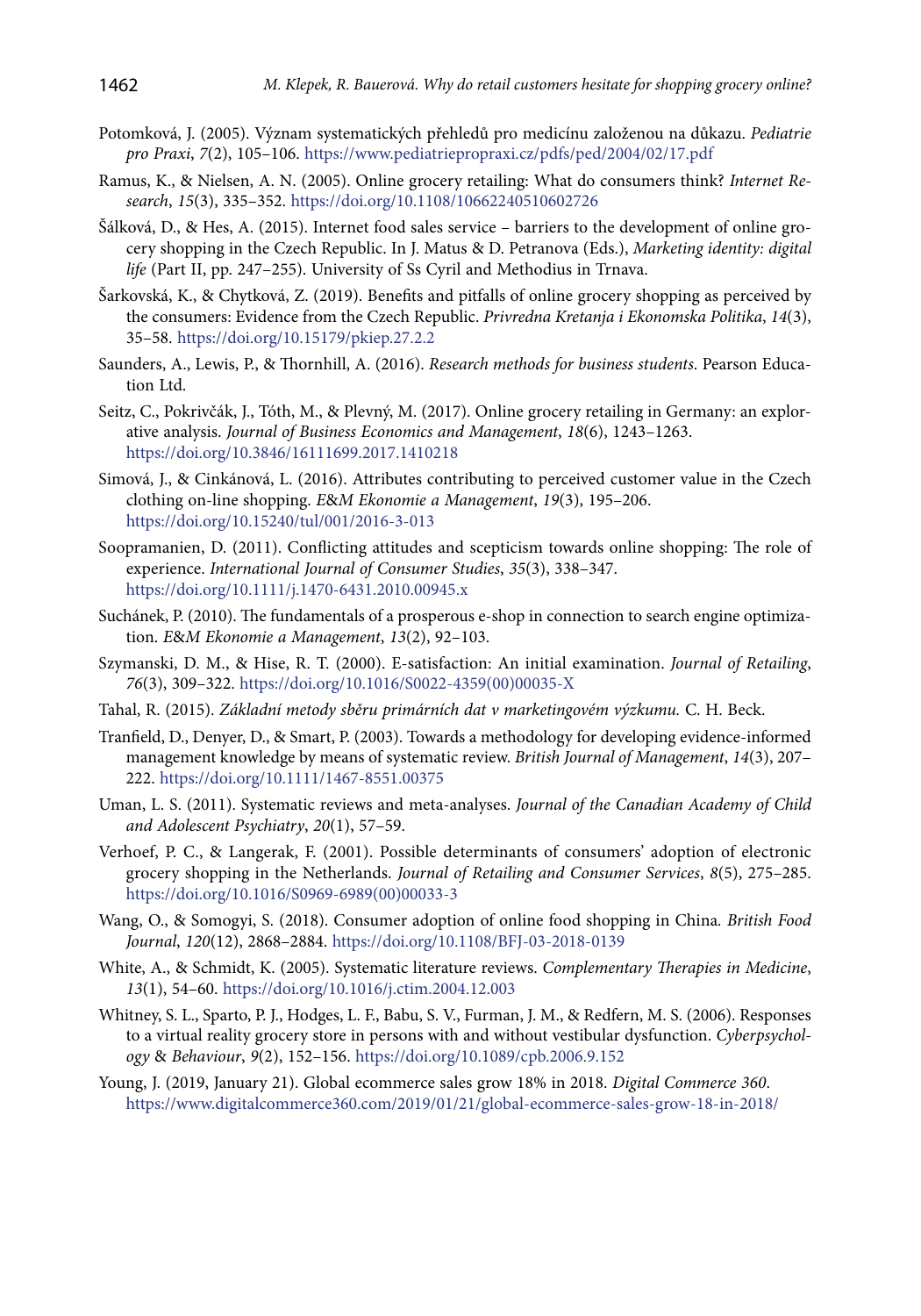Potomková, J. (2005). Význam systematických přehledů pro medicínu založenou na důkazu. *Pediatrie pro Praxi*, *7*(2), 105–106. https://www.pediatriepropraxi.cz/pdfs/ped/2004/02/17.pdf

Ramus, K., & Nielsen, A. N. (2005). Online grocery retailing: What do consumers think? *Internet Research*, *15*(3), 335–352. https://doi.org/10.1108/10662240510602726

Šálková, D., & Hes, A. (2015). Internet food sales service – barriers to the development of online grocery shopping in the Czech Republic. In J. Matus & D. Petranova (Eds.), *Marketing identity: digital life* (Part II, pp. 247–255). University of Ss Cyril and Methodius in Trnava.

Šarkovská, K., & Chytková, Z. (2019). Benefits and pitfalls of online grocery shopping as perceived by the consumers: Evidence from the Czech Republic. *Privredna Kretanja i Ekonomska Politika*, *14*(3), 35–58. https://doi.org/10.15179/pkiep.27.2.2

Saunders, A., Lewis, P., & Thornhill, A. (2016). *Research methods for business students*. Pearson Education Ltd.

Seitz, C., Pokrivčák, J., Tóth, M., & Plevný, M. (2017). Online grocery retailing in Germany: an explorative analysis. *Journal of Business Economics and Management*, *18*(6), 1243–1263. https://doi.org/10.3846/16111699.2017.1410218

Simová, J., & Cinkánová, L. (2016). Attributes contributing to perceived customer value in the Czech clothing on-line shopping. *E&M Ekonomie a Management*, *19*(3), 195–206. https://doi.org/10.15240/tul/001/2016-3-013

Soopramanien, D. (2011). Conflicting attitudes and scepticism towards online shopping: The role of experience. *International Journal of Consumer Studies*, *35*(3), 338–347. https://doi.org/10.1111/j.1470-6431.2010.00945.x

Suchánek, P. (2010). The fundamentals of a prosperous e-shop in connection to search engine optimization. *E&M Ekonomie a Management*, *13*(2), 92–103.

Szymanski, D. M., & Hise, R. T. (2000). E-satisfaction: An initial examination. *Journal of Retailing*, *76*(3), 309–322. https://doi.org/10.1016/S0022-4359(00)00035-X

Tahal, R. (2015). *Základní metody sběru primárních dat v marketingovém výzkumu.* C. H. Beck.

Tranfield, D., Denyer, D., & Smart, P. (2003). Towards a methodology for developing evidence-informed management knowledge by means of systematic review. *British Journal of Management*, *14*(3), 207–222. https://doi.org/10.1111/1467-8551.00375

Uman, L. S. (2011). Systematic reviews and meta-analyses. *Journal of the Canadian Academy of Child and Adolescent Psychiatry*, *20*(1), 57–59.

Verhoef, P. C., & Langerak, F. (2001). Possible determinants of consumers' adoption of electronic grocery shopping in the Netherlands. *Journal of Retailing and Consumer Services*, *8*(5), 275–285. https://doi.org/10.1016/S0969-6989(00)00033-3

Wang, O., & Somogyi, S. (2018). Consumer adoption of online food shopping in China. *British Food Journal*, *120*(12), 2868–2884. https://doi.org/10.1108/BFJ-03-2018-0139

White, A., & Schmidt, K. (2005). Systematic literature reviews. *Complementary Therapies in Medicine*, *13*(1), 54–60. https://doi.org/10.1016/j.ctim.2004.12.003

Whitney, S. L., Sparto, P. J., Hodges, L. F., Babu, S. V., Furman, J. M., & Redfern, M. S. (2006). Responses to a virtual reality grocery store in persons with and without vestibular dysfunction. *Cyberpsychology & Behaviour*, *9*(2), 152–156. https://doi.org/10.1089/cpb.2006.9.152

Young, J. (2019, January 21). Global ecommerce sales grow 18% in 2018. *Digital Commerce 360*. https://www.digitalcommerce360.com/2019/01/21/global-ecommerce-sales-grow-18-in-2018/